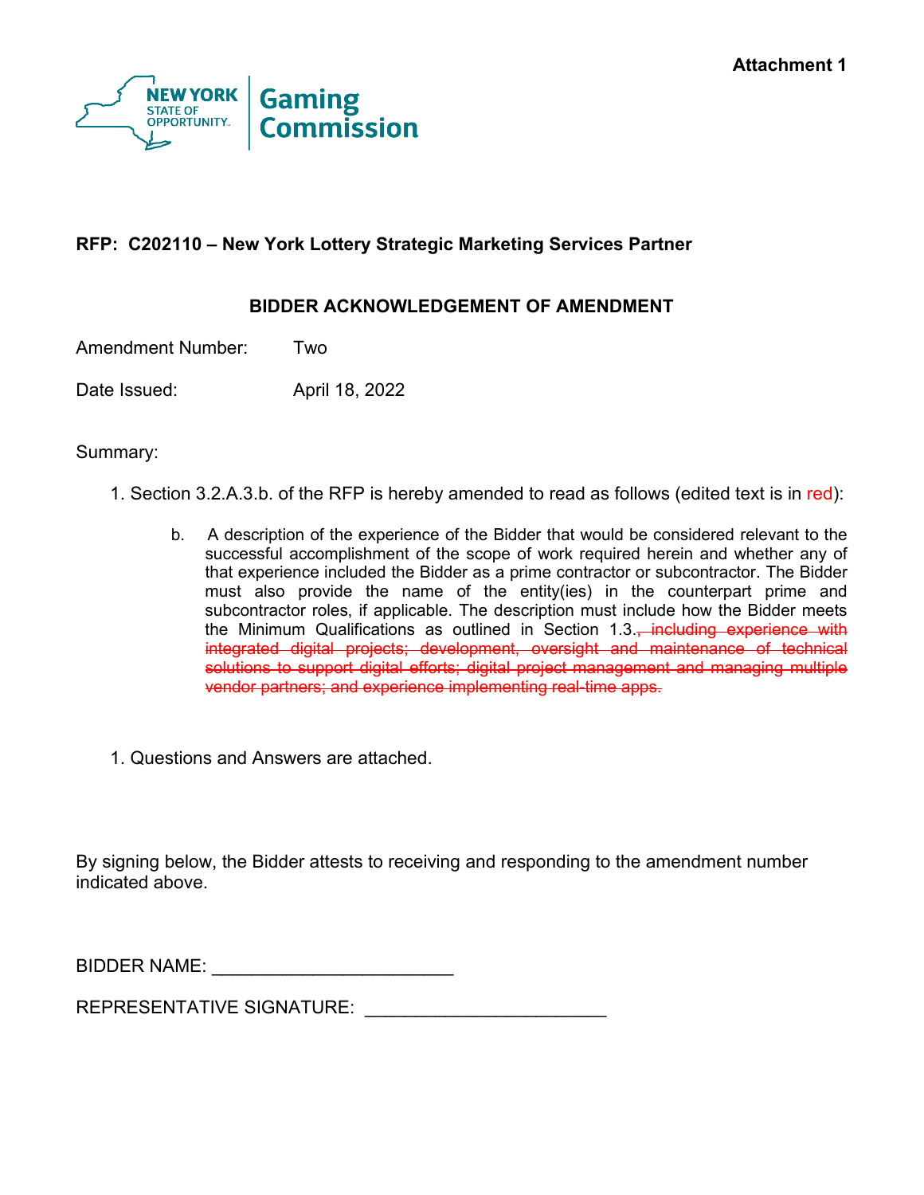Attachment 1

New York State of Opportunity | Gaming Commission

**RFP: C202110 – New York Lottery Strategic Marketing Services Partner**

**BIDDER ACKNOWLEDGEMENT OF AMENDMENT**

Amendment Number: Two

Date Issued: April 18, 2022

Summary:

1. Section 3.2.A.3.b. of the RFP is hereby amended to read as follows (edited text is in red):

   b. A description of the experience of the Bidder that would be considered relevant to the successful accomplishment of the scope of work required herein and whether any of that experience included the Bidder as a prime contractor or subcontractor. The Bidder must also provide the name of the entity(ies) in the counterpart prime and subcontractor roles, if applicable. The description must include how the Bidder meets the Minimum Qualifications as outlined in Section 1.3.~~, including experience with integrated digital projects; development, oversight and maintenance of technical solutions to support digital efforts; digital project management and managing multiple vendor partners; and experience implementing real-time apps.~~

1. Questions and Answers are attached.

By signing below, the Bidder attests to receiving and responding to the amendment number indicated above.

BIDDER NAME: ________________________

REPRESENTATIVE SIGNATURE: ________________________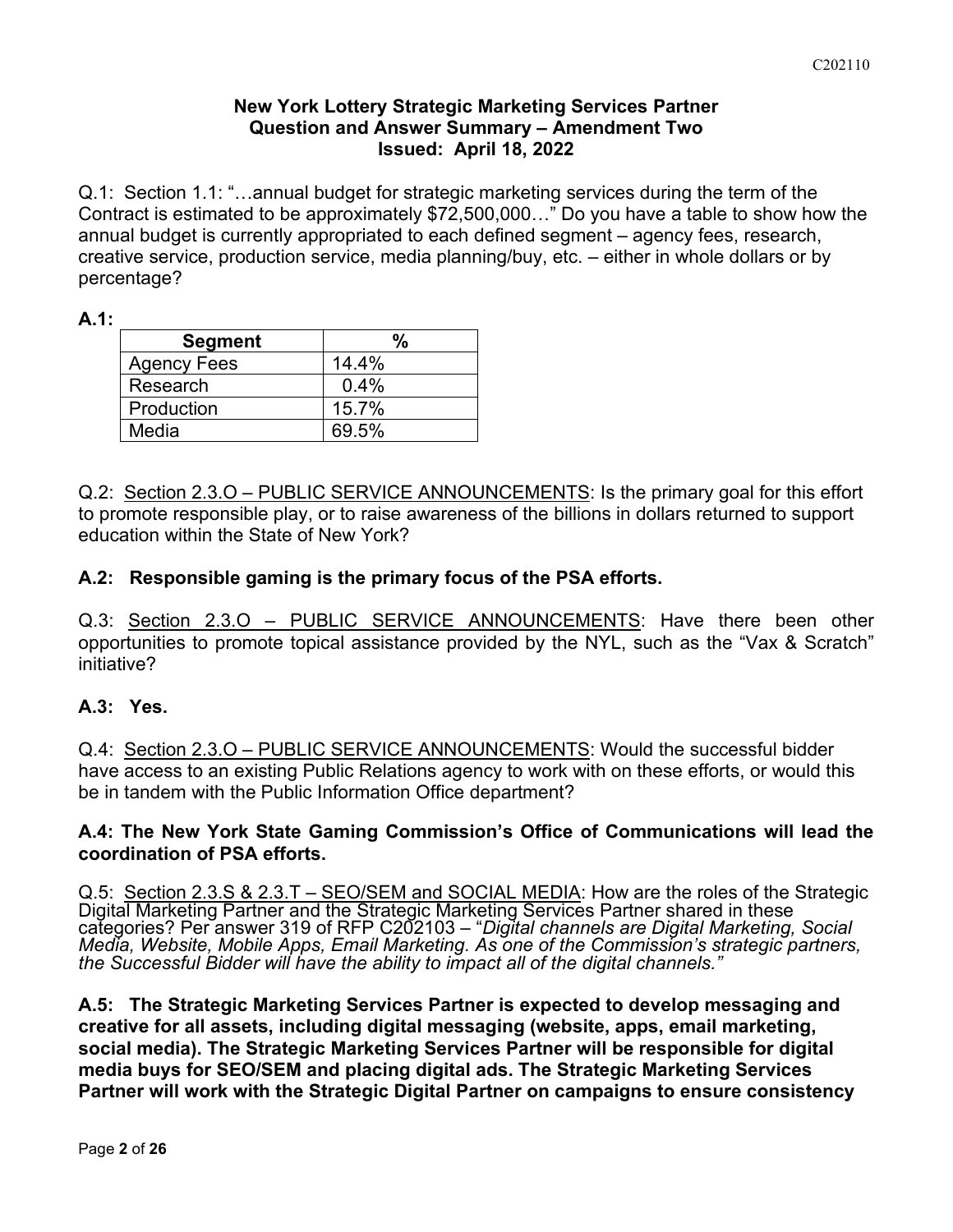### New York Lottery Strategic Marketing Services Partner
### Question and Answer Summary – Amendment Two
### Issued: April 18, 2022

Q.1: Section 1.1: "…annual budget for strategic marketing services during the term of the Contract is estimated to be approximately $72,500,000…" Do you have a table to show how the annual budget is currently appropriated to each defined segment – agency fees, research, creative service, production service, media planning/buy, etc. – either in whole dollars or by percentage?

**A.1:**

| Segment | % |
|---|---|
| Agency Fees | 14.4% |
| Research | 0.4% |
| Production | 15.7% |
| Media | 69.5% |

Q.2: Section 2.3.O – PUBLIC SERVICE ANNOUNCEMENTS: Is the primary goal for this effort to promote responsible play, or to raise awareness of the billions in dollars returned to support education within the State of New York?

**A.2: Responsible gaming is the primary focus of the PSA efforts.**

Q.3: Section 2.3.O – PUBLIC SERVICE ANNOUNCEMENTS: Have there been other opportunities to promote topical assistance provided by the NYL, such as the "Vax & Scratch" initiative?

**A.3: Yes.**

Q.4: Section 2.3.O – PUBLIC SERVICE ANNOUNCEMENTS: Would the successful bidder have access to an existing Public Relations agency to work with on these efforts, or would this be in tandem with the Public Information Office department?

**A.4: The New York State Gaming Commission's Office of Communications will lead the coordination of PSA efforts.**

Q.5: Section 2.3.S & 2.3.T – SEO/SEM and SOCIAL MEDIA: How are the roles of the Strategic Digital Marketing Partner and the Strategic Marketing Services Partner shared in these categories? Per answer 319 of RFP C202103 – "*Digital channels are Digital Marketing, Social Media, Website, Mobile Apps, Email Marketing. As one of the Commission's strategic partners, the Successful Bidder will have the ability to impact all of the digital channels.*"

**A.5: The Strategic Marketing Services Partner is expected to develop messaging and creative for all assets, including digital messaging (website, apps, email marketing, social media). The Strategic Marketing Services Partner will be responsible for digital media buys for SEO/SEM and placing digital ads. The Strategic Marketing Services Partner will work with the Strategic Digital Partner on campaigns to ensure consistency**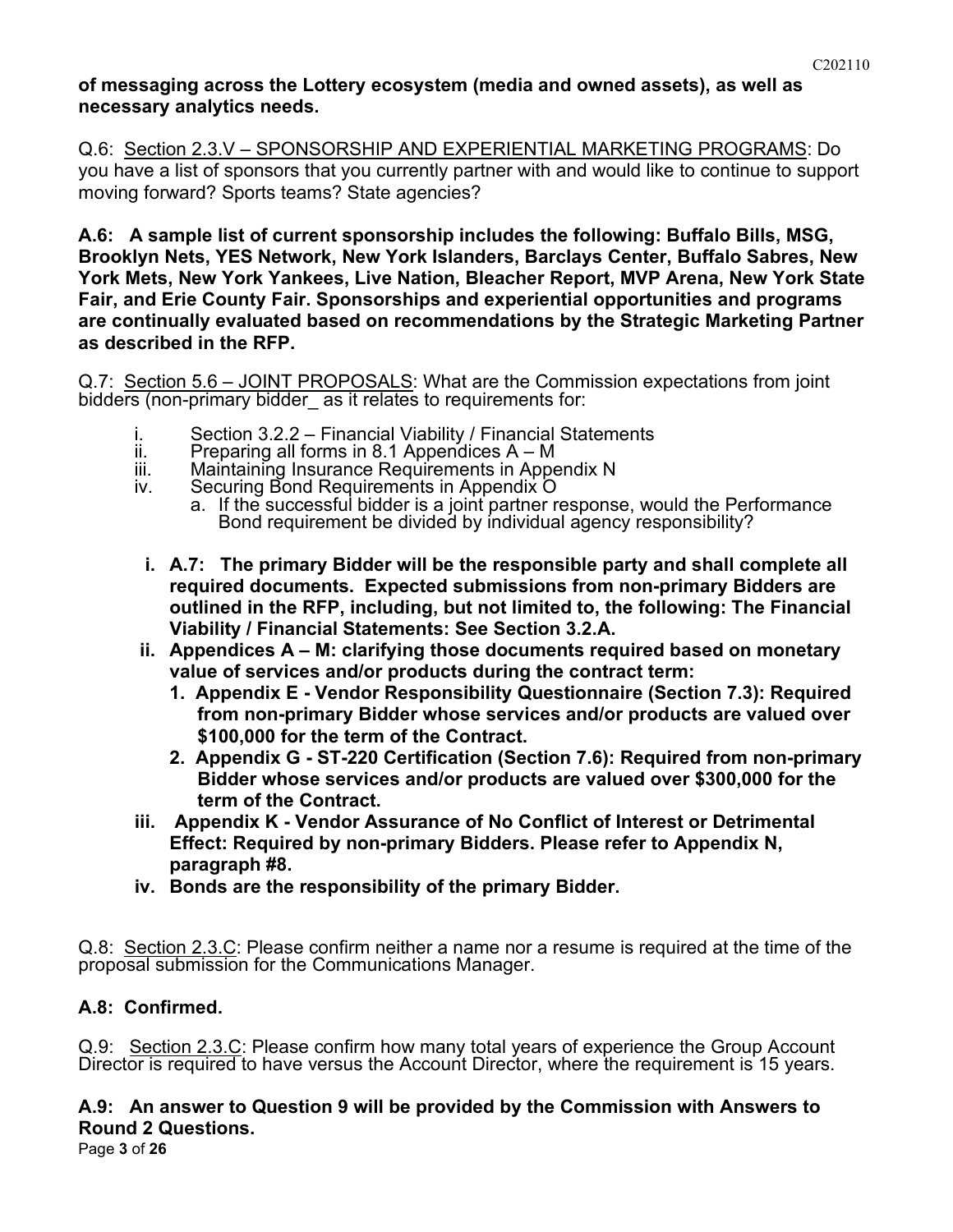**of messaging across the Lottery ecosystem (media and owned assets), as well as necessary analytics needs.**

Q.6: Section 2.3.V – SPONSORSHIP AND EXPERIENTIAL MARKETING PROGRAMS: Do you have a list of sponsors that you currently partner with and would like to continue to support moving forward? Sports teams? State agencies?

**A.6: A sample list of current sponsorship includes the following: Buffalo Bills, MSG, Brooklyn Nets, YES Network, New York Islanders, Barclays Center, Buffalo Sabres, New York Mets, New York Yankees, Live Nation, Bleacher Report, MVP Arena, New York State Fair, and Erie County Fair. Sponsorships and experiential opportunities and programs are continually evaluated based on recommendations by the Strategic Marketing Partner as described in the RFP.**

Q.7: Section 5.6 – JOINT PROPOSALS: What are the Commission expectations from joint bidders (non-primary bidder_ as it relates to requirements for:

i. Section 3.2.2 – Financial Viability / Financial Statements
ii. Preparing all forms in 8.1 Appendices A – M
iii. Maintaining Insurance Requirements in Appendix N
iv. Securing Bond Requirements in Appendix O
   a. If the successful bidder is a joint partner response, would the Performance Bond requirement be divided by individual agency responsibility?

**i. A.7: The primary Bidder will be the responsible party and shall complete all required documents. Expected submissions from non-primary Bidders are outlined in the RFP, including, but not limited to, the following: The Financial Viability / Financial Statements: See Section 3.2.A.**

**ii. Appendices A – M: clarifying those documents required based on monetary value of services and/or products during the contract term:**
   **1. Appendix E - Vendor Responsibility Questionnaire (Section 7.3): Required from non-primary Bidder whose services and/or products are valued over $100,000 for the term of the Contract.**
   **2. Appendix G - ST-220 Certification (Section 7.6): Required from non-primary Bidder whose services and/or products are valued over $300,000 for the term of the Contract.**

**iii. Appendix K - Vendor Assurance of No Conflict of Interest or Detrimental Effect: Required by non-primary Bidders. Please refer to Appendix N, paragraph #8.**

**iv. Bonds are the responsibility of the primary Bidder.**

Q.8: Section 2.3.C: Please confirm neither a name nor a resume is required at the time of the proposal submission for the Communications Manager.

**A.8: Confirmed.**

Q.9: Section 2.3.C: Please confirm how many total years of experience the Group Account Director is required to have versus the Account Director, where the requirement is 15 years.

**A.9: An answer to Question 9 will be provided by the Commission with Answers to Round 2 Questions.**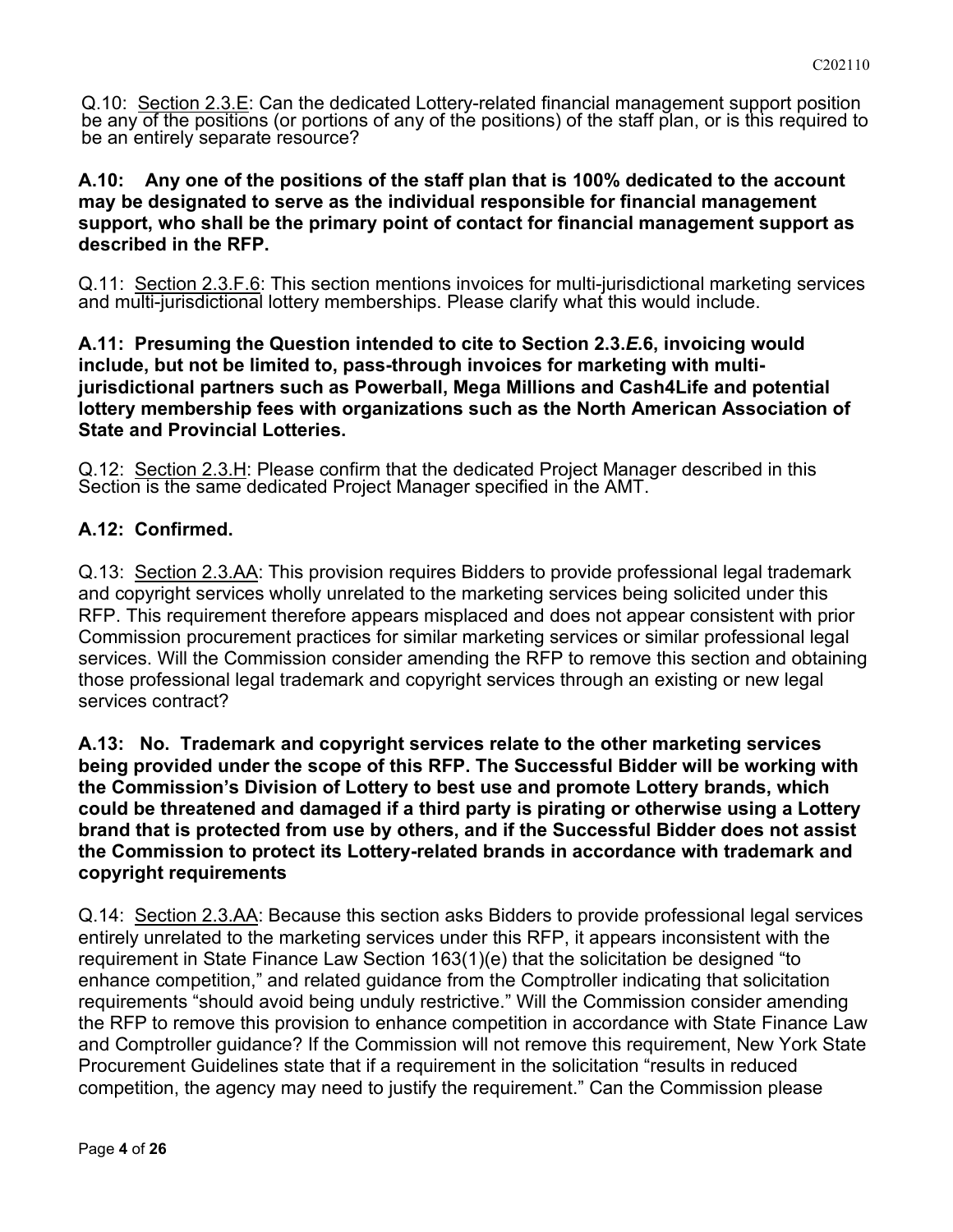Q.10: <u>Section 2.3.E</u>: Can the dedicated Lottery-related financial management support position be any of the positions (or portions of any of the positions) of the staff plan, or is this required to be an entirely separate resource?

**A.10: Any one of the positions of the staff plan that is 100% dedicated to the account may be designated to serve as the individual responsible for financial management support, who shall be the primary point of contact for financial management support as described in the RFP.**

Q.11: <u>Section 2.3.F.6</u>: This section mentions invoices for multi-jurisdictional marketing services and multi-jurisdictional lottery memberships. Please clarify what this would include.

**A.11: Presuming the Question intended to cite to Section 2.3.*E*.6, invoicing would include, but not be limited to, pass-through invoices for marketing with multi-jurisdictional partners such as Powerball, Mega Millions and Cash4Life and potential lottery membership fees with organizations such as the North American Association of State and Provincial Lotteries.**

Q.12: <u>Section 2.3.H</u>: Please confirm that the dedicated Project Manager described in this Section is the same dedicated Project Manager specified in the AMT.

**A.12: Confirmed.**

Q.13: <u>Section 2.3.AA</u>: This provision requires Bidders to provide professional legal trademark and copyright services wholly unrelated to the marketing services being solicited under this RFP. This requirement therefore appears misplaced and does not appear consistent with prior Commission procurement practices for similar marketing services or similar professional legal services. Will the Commission consider amending the RFP to remove this section and obtaining those professional legal trademark and copyright services through an existing or new legal services contract?

**A.13: No. Trademark and copyright services relate to the other marketing services being provided under the scope of this RFP. The Successful Bidder will be working with the Commission's Division of Lottery to best use and promote Lottery brands, which could be threatened and damaged if a third party is pirating or otherwise using a Lottery brand that is protected from use by others, and if the Successful Bidder does not assist the Commission to protect its Lottery-related brands in accordance with trademark and copyright requirements**

Q.14: <u>Section 2.3.AA</u>: Because this section asks Bidders to provide professional legal services entirely unrelated to the marketing services under this RFP, it appears inconsistent with the requirement in State Finance Law Section 163(1)(e) that the solicitation be designed "to enhance competition," and related guidance from the Comptroller indicating that solicitation requirements "should avoid being unduly restrictive." Will the Commission consider amending the RFP to remove this provision to enhance competition in accordance with State Finance Law and Comptroller guidance? If the Commission will not remove this requirement, New York State Procurement Guidelines state that if a requirement in the solicitation "results in reduced competition, the agency may need to justify the requirement." Can the Commission please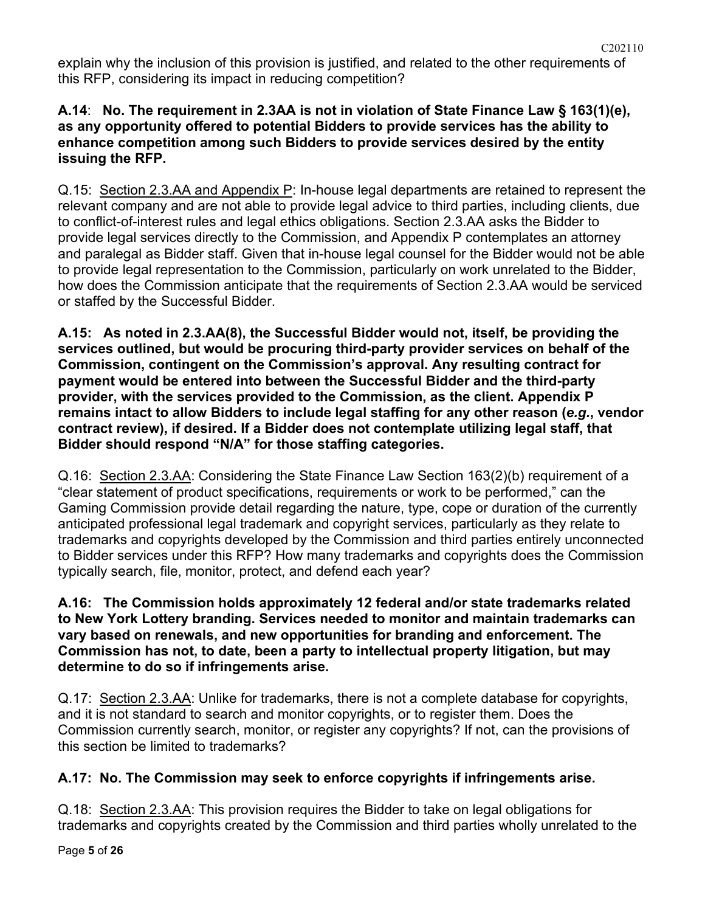explain why the inclusion of this provision is justified, and related to the other requirements of this RFP, considering its impact in reducing competition?

**A.14**: **No. The requirement in 2.3AA is not in violation of State Finance Law § 163(1)(e), as any opportunity offered to potential Bidders to provide services has the ability to enhance competition among such Bidders to provide services desired by the entity issuing the RFP.**

Q.15: Section 2.3.AA and Appendix P: In-house legal departments are retained to represent the relevant company and are not able to provide legal advice to third parties, including clients, due to conflict-of-interest rules and legal ethics obligations. Section 2.3.AA asks the Bidder to provide legal services directly to the Commission, and Appendix P contemplates an attorney and paralegal as Bidder staff. Given that in-house legal counsel for the Bidder would not be able to provide legal representation to the Commission, particularly on work unrelated to the Bidder, how does the Commission anticipate that the requirements of Section 2.3.AA would be serviced or staffed by the Successful Bidder.

**A.15: As noted in 2.3.AA(8), the Successful Bidder would not, itself, be providing the services outlined, but would be procuring third-party provider services on behalf of the Commission, contingent on the Commission's approval. Any resulting contract for payment would be entered into between the Successful Bidder and the third-party provider, with the services provided to the Commission, as the client. Appendix P remains intact to allow Bidders to include legal staffing for any other reason (*e.g.*, vendor contract review), if desired. If a Bidder does not contemplate utilizing legal staff, that Bidder should respond "N/A" for those staffing categories.**

Q.16: Section 2.3.AA: Considering the State Finance Law Section 163(2)(b) requirement of a "clear statement of product specifications, requirements or work to be performed," can the Gaming Commission provide detail regarding the nature, type, cope or duration of the currently anticipated professional legal trademark and copyright services, particularly as they relate to trademarks and copyrights developed by the Commission and third parties entirely unconnected to Bidder services under this RFP? How many trademarks and copyrights does the Commission typically search, file, monitor, protect, and defend each year?

**A.16: The Commission holds approximately 12 federal and/or state trademarks related to New York Lottery branding. Services needed to monitor and maintain trademarks can vary based on renewals, and new opportunities for branding and enforcement. The Commission has not, to date, been a party to intellectual property litigation, but may determine to do so if infringements arise.**

Q.17: Section 2.3.AA: Unlike for trademarks, there is not a complete database for copyrights, and it is not standard to search and monitor copyrights, or to register them. Does the Commission currently search, monitor, or register any copyrights? If not, can the provisions of this section be limited to trademarks?

**A.17: No. The Commission may seek to enforce copyrights if infringements arise.**

Q.18: Section 2.3.AA: This provision requires the Bidder to take on legal obligations for trademarks and copyrights created by the Commission and third parties wholly unrelated to the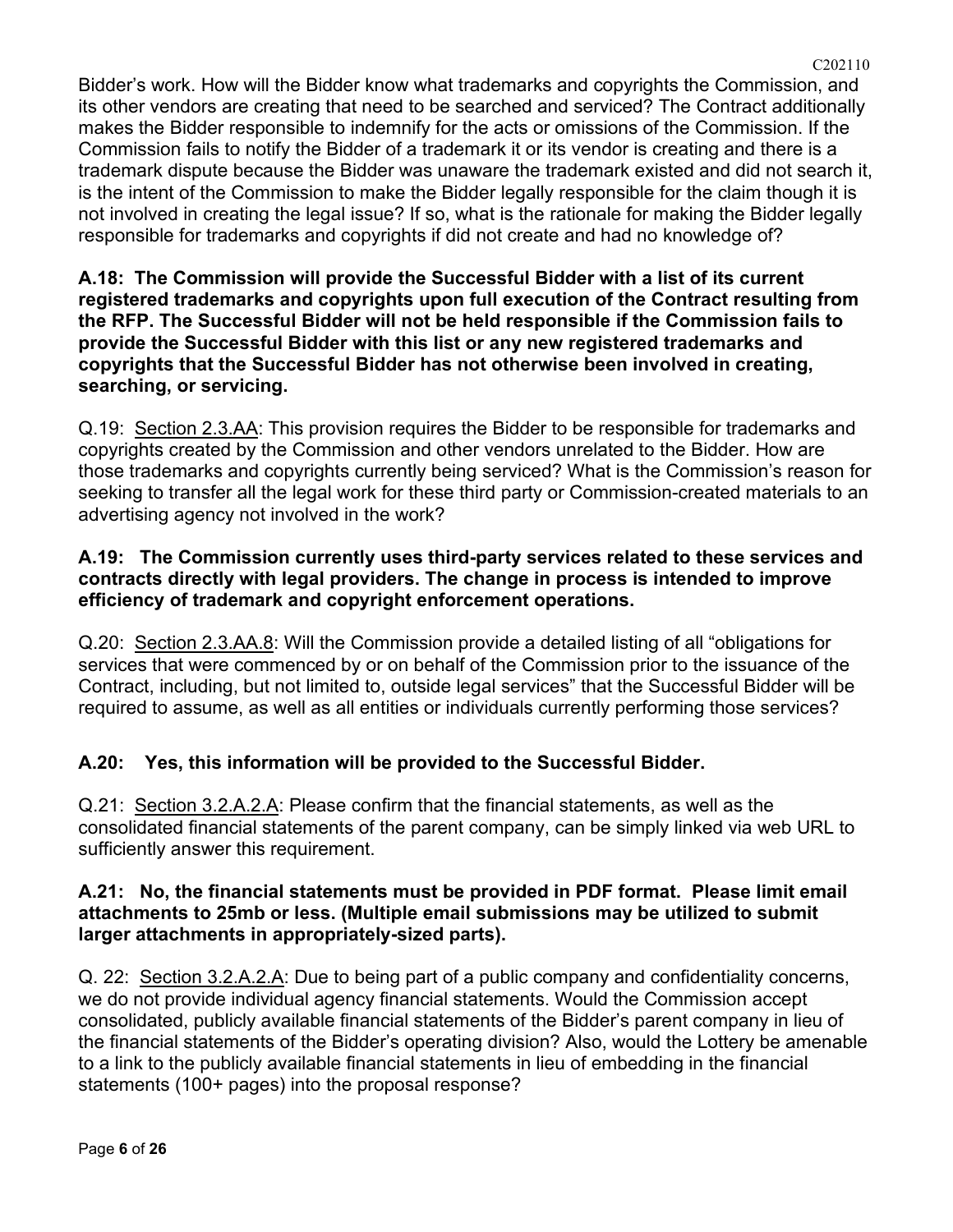Bidder's work. How will the Bidder know what trademarks and copyrights the Commission, and its other vendors are creating that need to be searched and serviced? The Contract additionally makes the Bidder responsible to indemnify for the acts or omissions of the Commission. If the Commission fails to notify the Bidder of a trademark it or its vendor is creating and there is a trademark dispute because the Bidder was unaware the trademark existed and did not search it, is the intent of the Commission to make the Bidder legally responsible for the claim though it is not involved in creating the legal issue? If so, what is the rationale for making the Bidder legally responsible for trademarks and copyrights if did not create and had no knowledge of?

**A.18: The Commission will provide the Successful Bidder with a list of its current registered trademarks and copyrights upon full execution of the Contract resulting from the RFP. The Successful Bidder will not be held responsible if the Commission fails to provide the Successful Bidder with this list or any new registered trademarks and copyrights that the Successful Bidder has not otherwise been involved in creating, searching, or servicing.**

Q.19: Section 2.3.AA: This provision requires the Bidder to be responsible for trademarks and copyrights created by the Commission and other vendors unrelated to the Bidder. How are those trademarks and copyrights currently being serviced? What is the Commission's reason for seeking to transfer all the legal work for these third party or Commission-created materials to an advertising agency not involved in the work?

**A.19: The Commission currently uses third-party services related to these services and contracts directly with legal providers. The change in process is intended to improve efficiency of trademark and copyright enforcement operations.**

Q.20: Section 2.3.AA.8: Will the Commission provide a detailed listing of all "obligations for services that were commenced by or on behalf of the Commission prior to the issuance of the Contract, including, but not limited to, outside legal services" that the Successful Bidder will be required to assume, as well as all entities or individuals currently performing those services?

**A.20: Yes, this information will be provided to the Successful Bidder.**

Q.21: Section 3.2.A.2.A: Please confirm that the financial statements, as well as the consolidated financial statements of the parent company, can be simply linked via web URL to sufficiently answer this requirement.

**A.21: No, the financial statements must be provided in PDF format. Please limit email attachments to 25mb or less. (Multiple email submissions may be utilized to submit larger attachments in appropriately-sized parts).**

Q. 22: Section 3.2.A.2.A: Due to being part of a public company and confidentiality concerns, we do not provide individual agency financial statements. Would the Commission accept consolidated, publicly available financial statements of the Bidder's parent company in lieu of the financial statements of the Bidder's operating division? Also, would the Lottery be amenable to a link to the publicly available financial statements in lieu of embedding in the financial statements (100+ pages) into the proposal response?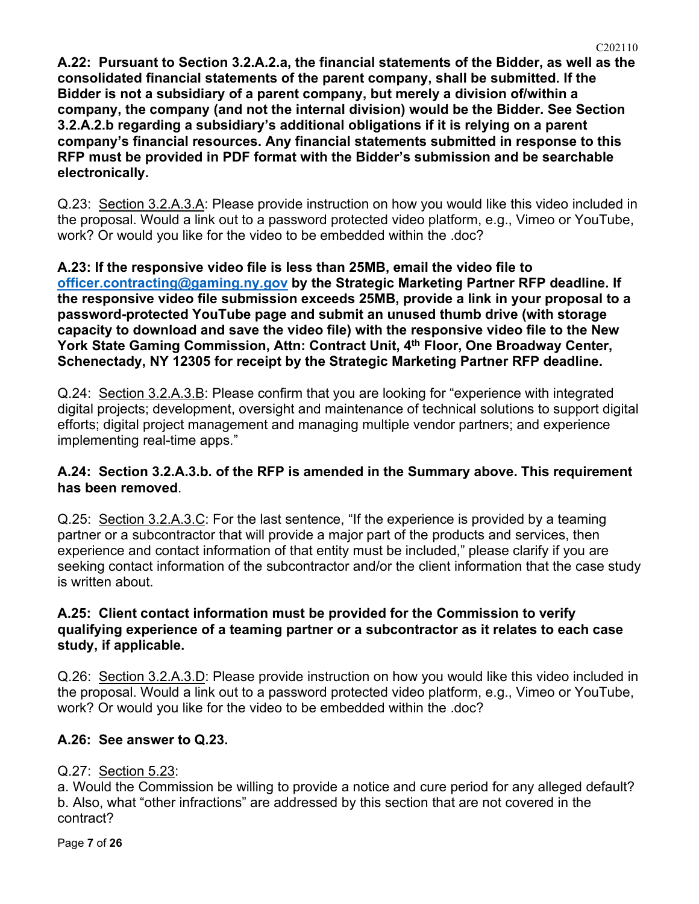**A.22: Pursuant to Section 3.2.A.2.a, the financial statements of the Bidder, as well as the consolidated financial statements of the parent company, shall be submitted. If the Bidder is not a subsidiary of a parent company, but merely a division of/within a company, the company (and not the internal division) would be the Bidder. See Section 3.2.A.2.b regarding a subsidiary's additional obligations if it is relying on a parent company's financial resources. Any financial statements submitted in response to this RFP must be provided in PDF format with the Bidder's submission and be searchable electronically.**

Q.23: Section 3.2.A.3.A: Please provide instruction on how you would like this video included in the proposal. Would a link out to a password protected video platform, e.g., Vimeo or YouTube, work? Or would you like for the video to be embedded within the .doc?

**A.23: If the responsive video file is less than 25MB, email the video file to officer.contracting@gaming.ny.gov by the Strategic Marketing Partner RFP deadline. If the responsive video file submission exceeds 25MB, provide a link in your proposal to a password-protected YouTube page and submit an unused thumb drive (with storage capacity to download and save the video file) with the responsive video file to the New York State Gaming Commission, Attn: Contract Unit, 4th Floor, One Broadway Center, Schenectady, NY 12305 for receipt by the Strategic Marketing Partner RFP deadline.**

Q.24: Section 3.2.A.3.B: Please confirm that you are looking for "experience with integrated digital projects; development, oversight and maintenance of technical solutions to support digital efforts; digital project management and managing multiple vendor partners; and experience implementing real-time apps."

**A.24: Section 3.2.A.3.b. of the RFP is amended in the Summary above. This requirement has been removed.**

Q.25: Section 3.2.A.3.C: For the last sentence, "If the experience is provided by a teaming partner or a subcontractor that will provide a major part of the products and services, then experience and contact information of that entity must be included," please clarify if you are seeking contact information of the subcontractor and/or the client information that the case study is written about.

**A.25: Client contact information must be provided for the Commission to verify qualifying experience of a teaming partner or a subcontractor as it relates to each case study, if applicable.**

Q.26: Section 3.2.A.3.D: Please provide instruction on how you would like this video included in the proposal. Would a link out to a password protected video platform, e.g., Vimeo or YouTube, work? Or would you like for the video to be embedded within the .doc?

**A.26: See answer to Q.23.**

Q.27: Section 5.23:
a. Would the Commission be willing to provide a notice and cure period for any alleged default?
b. Also, what "other infractions" are addressed by this section that are not covered in the contract?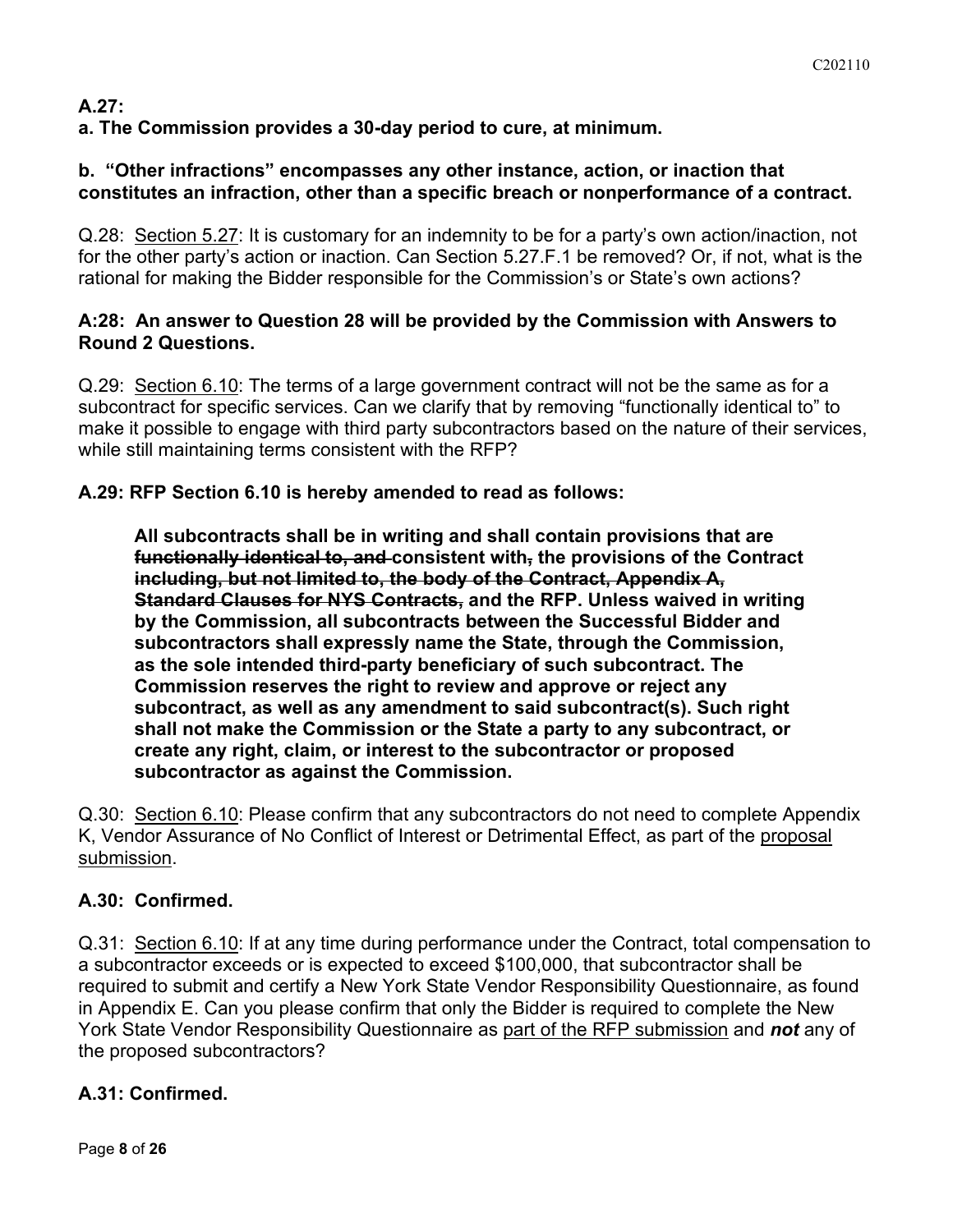**A.27:**

**a. The Commission provides a 30-day period to cure, at minimum.**

**b. "Other infractions" encompasses any other instance, action, or inaction that constitutes an infraction, other than a specific breach or nonperformance of a contract.**

Q.28: Section 5.27: It is customary for an indemnity to be for a party's own action/inaction, not for the other party's action or inaction. Can Section 5.27.F.1 be removed? Or, if not, what is the rational for making the Bidder responsible for the Commission's or State's own actions?

**A:28: An answer to Question 28 will be provided by the Commission with Answers to Round 2 Questions.**

Q.29: Section 6.10: The terms of a large government contract will not be the same as for a subcontract for specific services. Can we clarify that by removing "functionally identical to" to make it possible to engage with third party subcontractors based on the nature of their services, while still maintaining terms consistent with the RFP?

**A.29: RFP Section 6.10 is hereby amended to read as follows:**

> **All subcontracts shall be in writing and shall contain provisions that are ~~functionally identical to, and~~ consistent with~~,~~ the provisions of the Contract ~~including, but not limited to, the body of the Contract, Appendix A, Standard Clauses for NYS Contracts,~~ and the RFP. Unless waived in writing by the Commission, all subcontracts between the Successful Bidder and subcontractors shall expressly name the State, through the Commission, as the sole intended third-party beneficiary of such subcontract. The Commission reserves the right to review and approve or reject any subcontract, as well as any amendment to said subcontract(s). Such right shall not make the Commission or the State a party to any subcontract, or create any right, claim, or interest to the subcontractor or proposed subcontractor as against the Commission.**

Q.30: Section 6.10: Please confirm that any subcontractors do not need to complete Appendix K, Vendor Assurance of No Conflict of Interest or Detrimental Effect, as part of the proposal submission.

**A.30: Confirmed.**

Q.31: Section 6.10: If at any time during performance under the Contract, total compensation to a subcontractor exceeds or is expected to exceed $100,000, that subcontractor shall be required to submit and certify a New York State Vendor Responsibility Questionnaire, as found in Appendix E. Can you please confirm that only the Bidder is required to complete the New York State Vendor Responsibility Questionnaire as part of the RFP submission and ***not*** any of the proposed subcontractors?

**A.31: Confirmed.**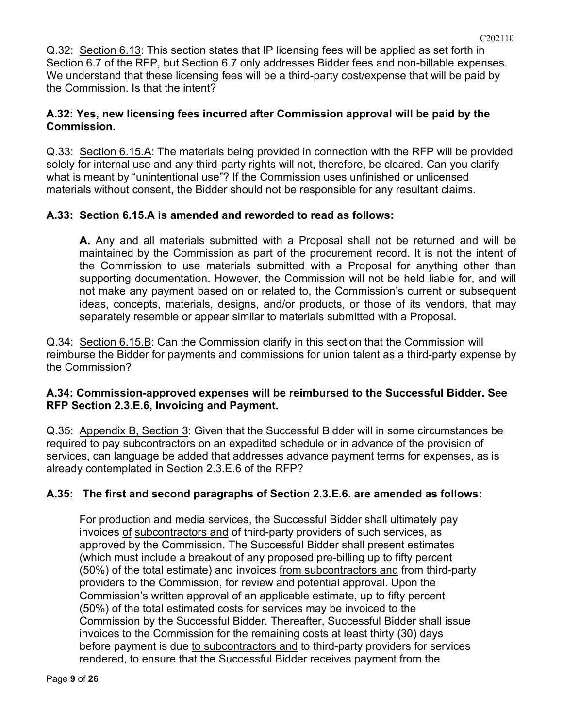Q.32: Section 6.13: This section states that IP licensing fees will be applied as set forth in Section 6.7 of the RFP, but Section 6.7 only addresses Bidder fees and non-billable expenses. We understand that these licensing fees will be a third-party cost/expense that will be paid by the Commission. Is that the intent?

**A.32: Yes, new licensing fees incurred after Commission approval will be paid by the Commission.**

Q.33: Section 6.15.A: The materials being provided in connection with the RFP will be provided solely for internal use and any third-party rights will not, therefore, be cleared. Can you clarify what is meant by "unintentional use"? If the Commission uses unfinished or unlicensed materials without consent, the Bidder should not be responsible for any resultant claims.

**A.33: Section 6.15.A is amended and reworded to read as follows:**

> **A.** Any and all materials submitted with a Proposal shall not be returned and will be maintained by the Commission as part of the procurement record. It is not the intent of the Commission to use materials submitted with a Proposal for anything other than supporting documentation. However, the Commission will not be held liable for, and will not make any payment based on or related to, the Commission's current or subsequent ideas, concepts, materials, designs, and/or products, or those of its vendors, that may separately resemble or appear similar to materials submitted with a Proposal.

Q.34: Section 6.15.B: Can the Commission clarify in this section that the Commission will reimburse the Bidder for payments and commissions for union talent as a third-party expense by the Commission?

**A.34: Commission-approved expenses will be reimbursed to the Successful Bidder. See RFP Section 2.3.E.6, Invoicing and Payment.**

Q.35: Appendix B, Section 3: Given that the Successful Bidder will in some circumstances be required to pay subcontractors on an expedited schedule or in advance of the provision of services, can language be added that addresses advance payment terms for expenses, as is already contemplated in Section 2.3.E.6 of the RFP?

**A.35: The first and second paragraphs of Section 2.3.E.6. are amended as follows:**

> For production and media services, the Successful Bidder shall ultimately pay invoices <u>of</u> <u>subcontractors and</u> of third-party providers of such services, as approved by the Commission. The Successful Bidder shall present estimates (which must include a breakout of any proposed pre-billing up to fifty percent (50%) of the total estimate) and invoices <u>from subcontractors and</u> from third-party providers to the Commission, for review and potential approval. Upon the Commission's written approval of an applicable estimate, up to fifty percent (50%) of the total estimated costs for services may be invoiced to the Commission by the Successful Bidder. Thereafter, Successful Bidder shall issue invoices to the Commission for the remaining costs at least thirty (30) days before payment is due <u>to subcontractors and</u> to third-party providers for services rendered, to ensure that the Successful Bidder receives payment from the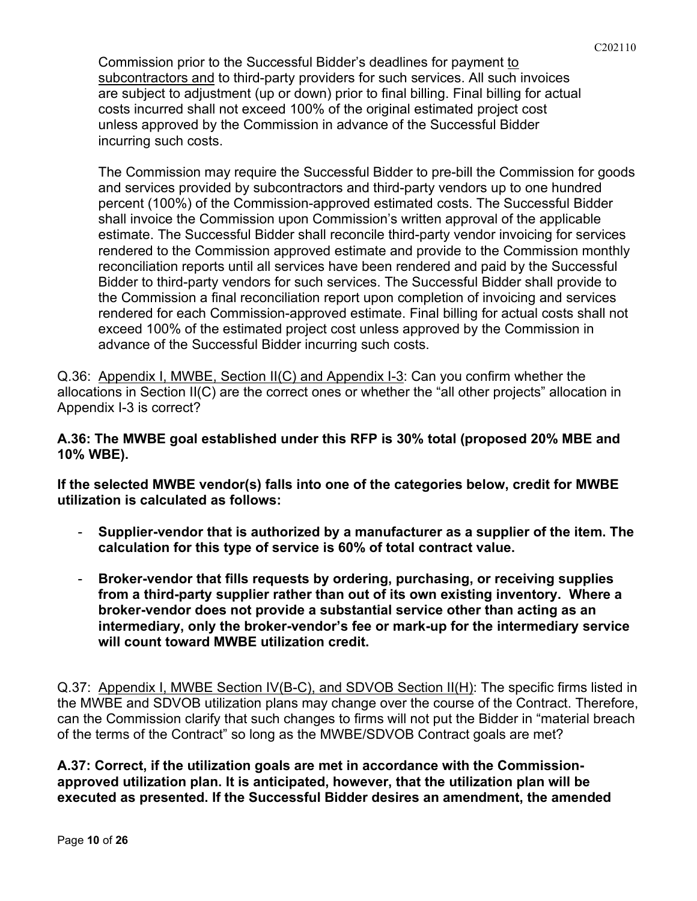Commission prior to the Successful Bidder's deadlines for payment <u>to subcontractors and</u> to third-party providers for such services. All such invoices are subject to adjustment (up or down) prior to final billing. Final billing for actual costs incurred shall not exceed 100% of the original estimated project cost unless approved by the Commission in advance of the Successful Bidder incurring such costs.

The Commission may require the Successful Bidder to pre-bill the Commission for goods and services provided by subcontractors and third-party vendors up to one hundred percent (100%) of the Commission-approved estimated costs. The Successful Bidder shall invoice the Commission upon Commission's written approval of the applicable estimate. The Successful Bidder shall reconcile third-party vendor invoicing for services rendered to the Commission approved estimate and provide to the Commission monthly reconciliation reports until all services have been rendered and paid by the Successful Bidder to third-party vendors for such services. The Successful Bidder shall provide to the Commission a final reconciliation report upon completion of invoicing and services rendered for each Commission-approved estimate. Final billing for actual costs shall not exceed 100% of the estimated project cost unless approved by the Commission in advance of the Successful Bidder incurring such costs.

Q.36: <u>Appendix I, MWBE, Section II(C) and Appendix I-3</u>: Can you confirm whether the allocations in Section II(C) are the correct ones or whether the "all other projects" allocation in Appendix I-3 is correct?

**A.36: The MWBE goal established under this RFP is 30% total (proposed 20% MBE and 10% WBE).**

**If the selected MWBE vendor(s) falls into one of the categories below, credit for MWBE utilization is calculated as follows:**

- **Supplier-vendor that is authorized by a manufacturer as a supplier of the item. The calculation for this type of service is 60% of total contract value.**
- **Broker-vendor that fills requests by ordering, purchasing, or receiving supplies from a third-party supplier rather than out of its own existing inventory. Where a broker-vendor does not provide a substantial service other than acting as an intermediary, only the broker-vendor's fee or mark-up for the intermediary service will count toward MWBE utilization credit.**

Q.37: <u>Appendix I, MWBE Section IV(B-C), and SDVOB Section II(H)</u>: The specific firms listed in the MWBE and SDVOB utilization plans may change over the course of the Contract. Therefore, can the Commission clarify that such changes to firms will not put the Bidder in "material breach of the terms of the Contract" so long as the MWBE/SDVOB Contract goals are met?

**A.37: Correct, if the utilization goals are met in accordance with the Commission-approved utilization plan. It is anticipated, however, that the utilization plan will be executed as presented. If the Successful Bidder desires an amendment, the amended**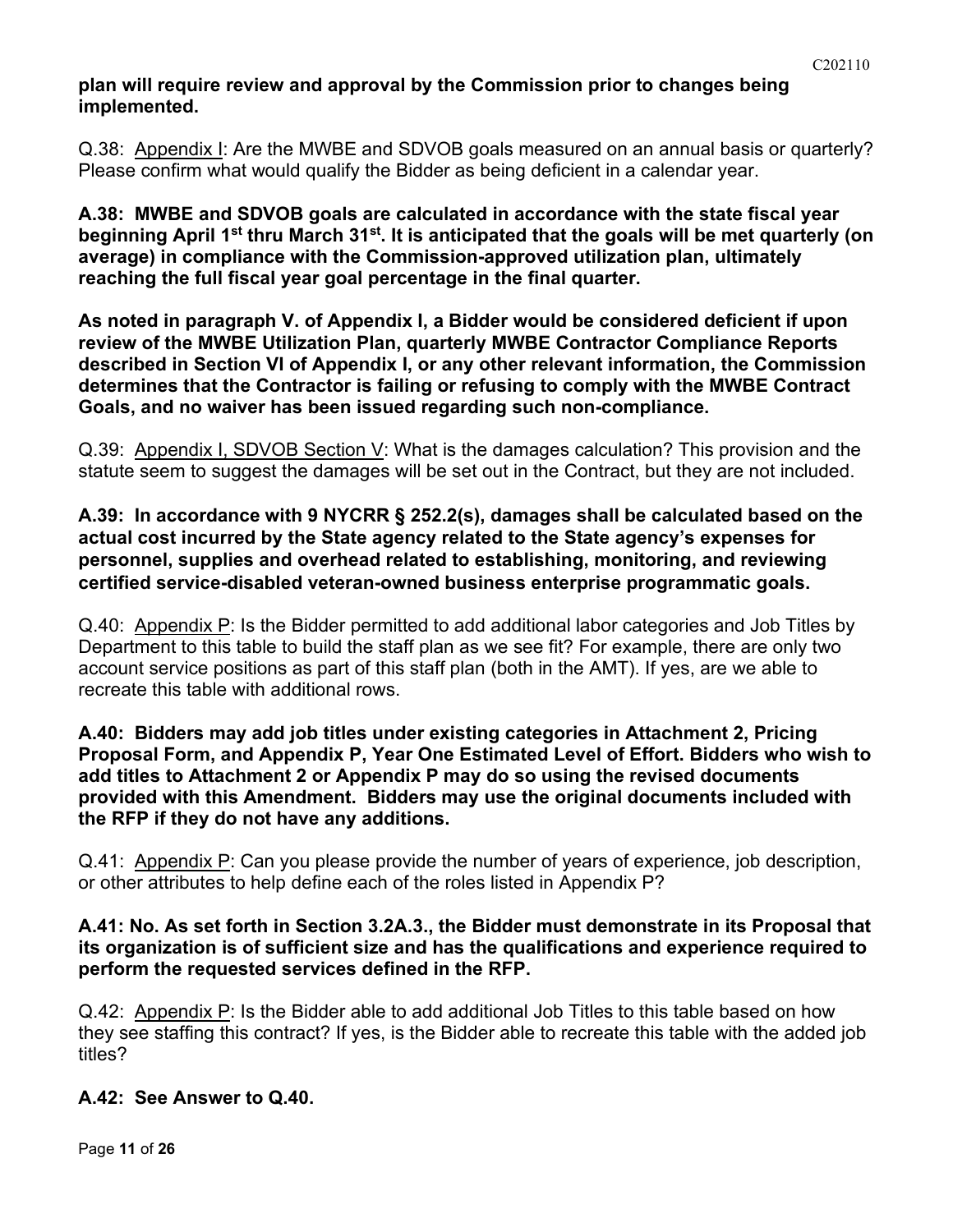**plan will require review and approval by the Commission prior to changes being implemented.**

Q.38: Appendix I: Are the MWBE and SDVOB goals measured on an annual basis or quarterly? Please confirm what would qualify the Bidder as being deficient in a calendar year.

**A.38: MWBE and SDVOB goals are calculated in accordance with the state fiscal year beginning April 1st thru March 31st. It is anticipated that the goals will be met quarterly (on average) in compliance with the Commission-approved utilization plan, ultimately reaching the full fiscal year goal percentage in the final quarter.**

**As noted in paragraph V. of Appendix I, a Bidder would be considered deficient if upon review of the MWBE Utilization Plan, quarterly MWBE Contractor Compliance Reports described in Section VI of Appendix I, or any other relevant information, the Commission determines that the Contractor is failing or refusing to comply with the MWBE Contract Goals, and no waiver has been issued regarding such non-compliance.**

Q.39: Appendix I, SDVOB Section V: What is the damages calculation? This provision and the statute seem to suggest the damages will be set out in the Contract, but they are not included.

**A.39: In accordance with 9 NYCRR § 252.2(s), damages shall be calculated based on the actual cost incurred by the State agency related to the State agency's expenses for personnel, supplies and overhead related to establishing, monitoring, and reviewing certified service-disabled veteran-owned business enterprise programmatic goals.**

Q.40: Appendix P: Is the Bidder permitted to add additional labor categories and Job Titles by Department to this table to build the staff plan as we see fit? For example, there are only two account service positions as part of this staff plan (both in the AMT). If yes, are we able to recreate this table with additional rows.

**A.40: Bidders may add job titles under existing categories in Attachment 2, Pricing Proposal Form, and Appendix P, Year One Estimated Level of Effort. Bidders who wish to add titles to Attachment 2 or Appendix P may do so using the revised documents provided with this Amendment. Bidders may use the original documents included with the RFP if they do not have any additions.**

Q.41: Appendix P: Can you please provide the number of years of experience, job description, or other attributes to help define each of the roles listed in Appendix P?

**A.41: No. As set forth in Section 3.2A.3., the Bidder must demonstrate in its Proposal that its organization is of sufficient size and has the qualifications and experience required to perform the requested services defined in the RFP.**

Q.42: Appendix P: Is the Bidder able to add additional Job Titles to this table based on how they see staffing this contract? If yes, is the Bidder able to recreate this table with the added job titles?

**A.42: See Answer to Q.40.**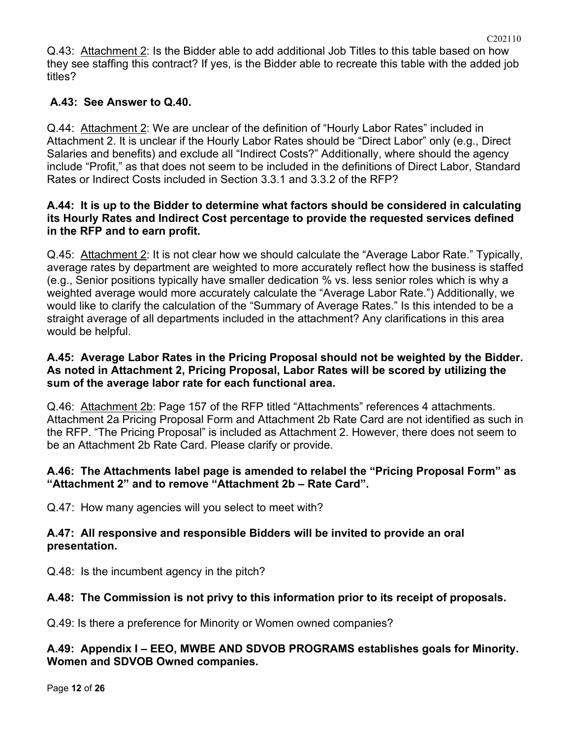Q.43: Attachment 2: Is the Bidder able to add additional Job Titles to this table based on how they see staffing this contract? If yes, is the Bidder able to recreate this table with the added job titles?

**A.43: See Answer to Q.40.**

Q.44: Attachment 2: We are unclear of the definition of "Hourly Labor Rates" included in Attachment 2. It is unclear if the Hourly Labor Rates should be "Direct Labor" only (e.g., Direct Salaries and benefits) and exclude all "Indirect Costs?" Additionally, where should the agency include "Profit," as that does not seem to be included in the definitions of Direct Labor, Standard Rates or Indirect Costs included in Section 3.3.1 and 3.3.2 of the RFP?

**A.44: It is up to the Bidder to determine what factors should be considered in calculating its Hourly Rates and Indirect Cost percentage to provide the requested services defined in the RFP and to earn profit.**

Q.45: Attachment 2: It is not clear how we should calculate the "Average Labor Rate." Typically, average rates by department are weighted to more accurately reflect how the business is staffed (e.g., Senior positions typically have smaller dedication % vs. less senior roles which is why a weighted average would more accurately calculate the "Average Labor Rate.") Additionally, we would like to clarify the calculation of the "Summary of Average Rates." Is this intended to be a straight average of all departments included in the attachment? Any clarifications in this area would be helpful.

**A.45: Average Labor Rates in the Pricing Proposal should not be weighted by the Bidder. As noted in Attachment 2, Pricing Proposal, Labor Rates will be scored by utilizing the sum of the average labor rate for each functional area.**

Q.46: Attachment 2b: Page 157 of the RFP titled "Attachments" references 4 attachments. Attachment 2a Pricing Proposal Form and Attachment 2b Rate Card are not identified as such in the RFP. "The Pricing Proposal" is included as Attachment 2. However, there does not seem to be an Attachment 2b Rate Card. Please clarify or provide.

**A.46: The Attachments label page is amended to relabel the "Pricing Proposal Form" as "Attachment 2" and to remove "Attachment 2b – Rate Card".**

Q.47: How many agencies will you select to meet with?

**A.47: All responsive and responsible Bidders will be invited to provide an oral presentation.**

Q.48: Is the incumbent agency in the pitch?

**A.48: The Commission is not privy to this information prior to its receipt of proposals.**

Q.49: Is there a preference for Minority or Women owned companies?

**A.49: Appendix I – EEO, MWBE AND SDVOB PROGRAMS establishes goals for Minority. Women and SDVOB Owned companies.**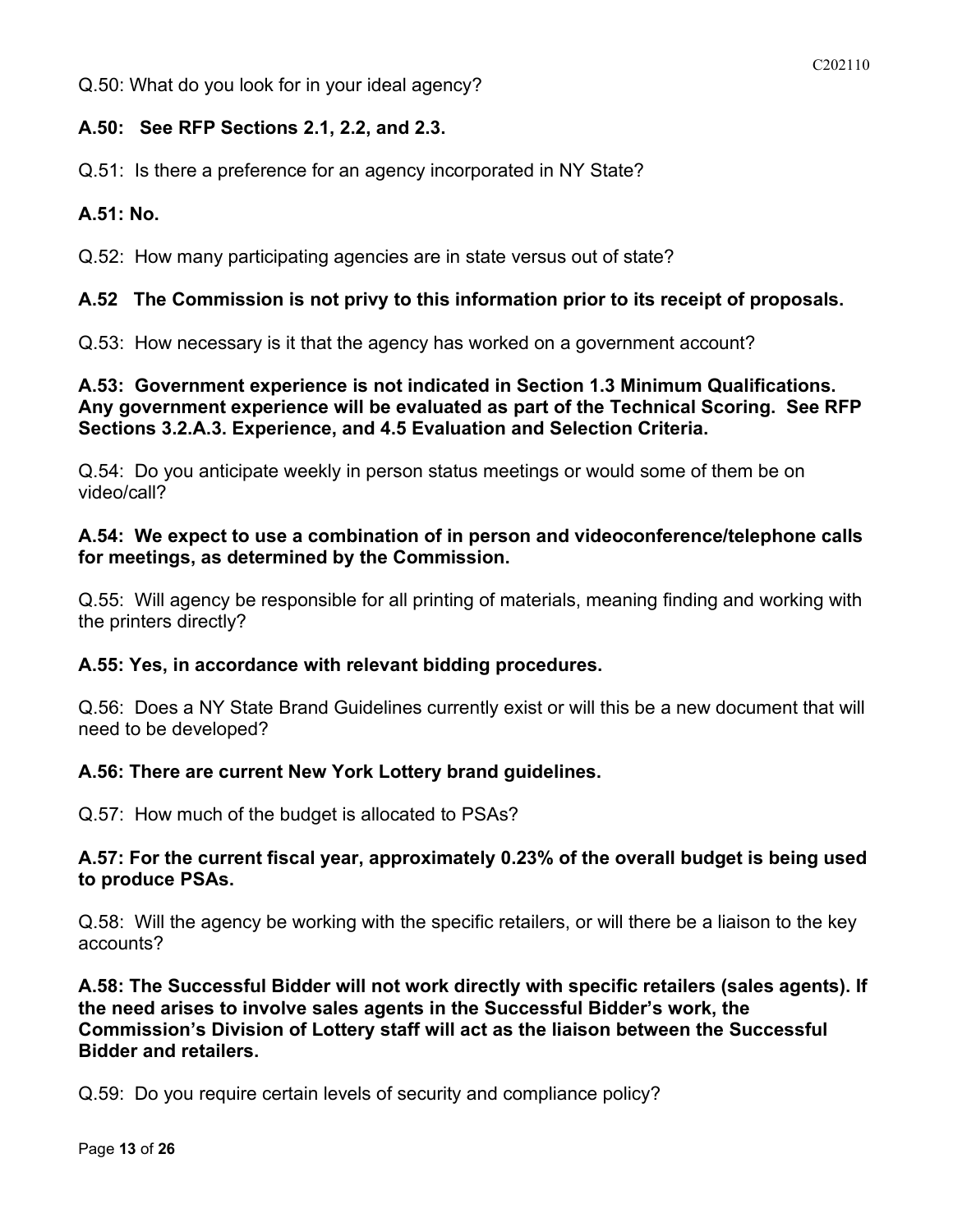Q.50: What do you look for in your ideal agency?

**A.50: See RFP Sections 2.1, 2.2, and 2.3.**

Q.51: Is there a preference for an agency incorporated in NY State?

**A.51: No.**

Q.52: How many participating agencies are in state versus out of state?

**A.52 The Commission is not privy to this information prior to its receipt of proposals.**

Q.53: How necessary is it that the agency has worked on a government account?

**A.53: Government experience is not indicated in Section 1.3 Minimum Qualifications. Any government experience will be evaluated as part of the Technical Scoring. See RFP Sections 3.2.A.3. Experience, and 4.5 Evaluation and Selection Criteria.**

Q.54: Do you anticipate weekly in person status meetings or would some of them be on video/call?

**A.54: We expect to use a combination of in person and videoconference/telephone calls for meetings, as determined by the Commission.**

Q.55: Will agency be responsible for all printing of materials, meaning finding and working with the printers directly?

**A.55: Yes, in accordance with relevant bidding procedures.**

Q.56: Does a NY State Brand Guidelines currently exist or will this be a new document that will need to be developed?

**A.56: There are current New York Lottery brand guidelines.**

Q.57: How much of the budget is allocated to PSAs?

**A.57: For the current fiscal year, approximately 0.23% of the overall budget is being used to produce PSAs.**

Q.58: Will the agency be working with the specific retailers, or will there be a liaison to the key accounts?

**A.58: The Successful Bidder will not work directly with specific retailers (sales agents). If the need arises to involve sales agents in the Successful Bidder's work, the Commission's Division of Lottery staff will act as the liaison between the Successful Bidder and retailers.**

Q.59: Do you require certain levels of security and compliance policy?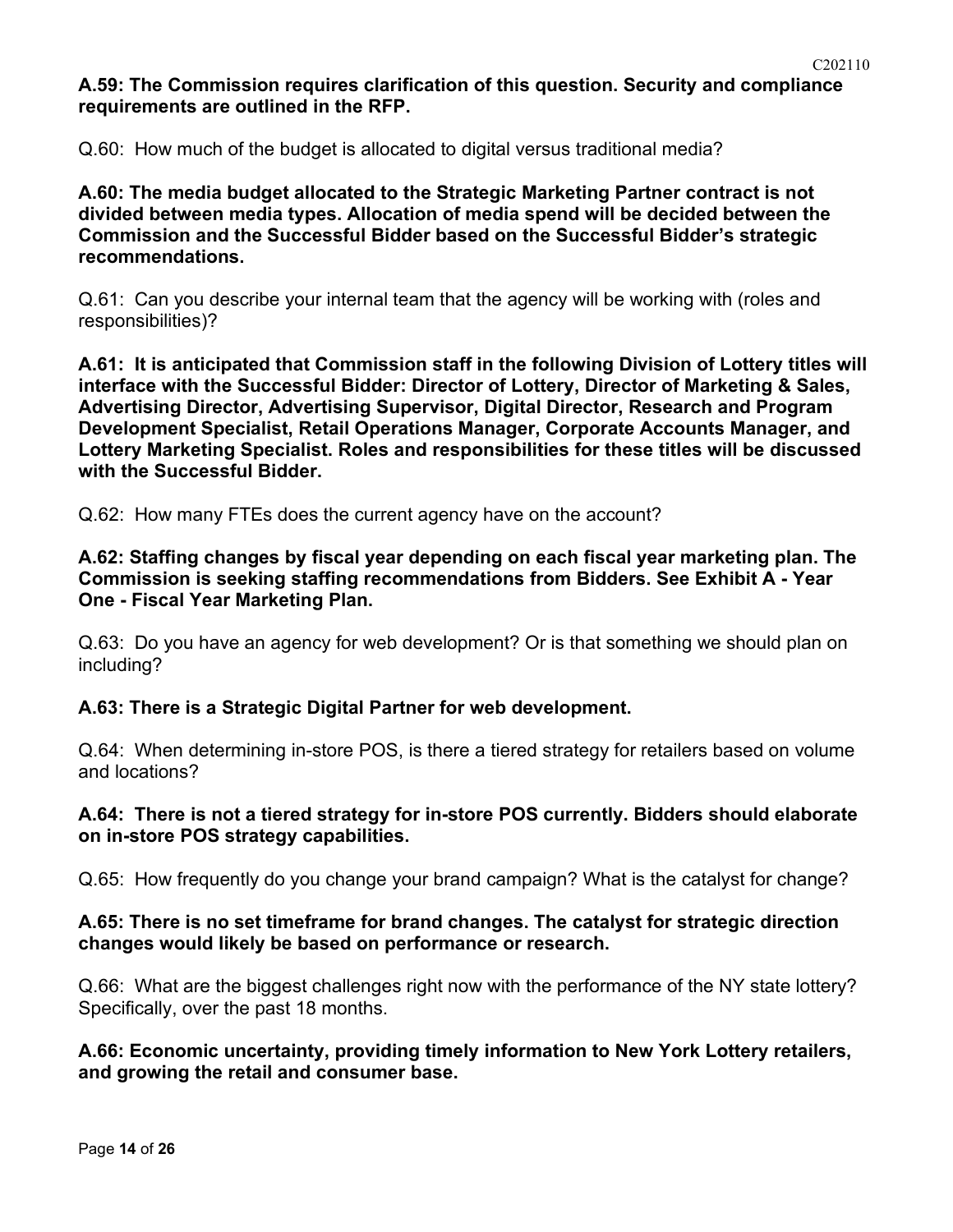**A.59: The Commission requires clarification of this question. Security and compliance requirements are outlined in the RFP.**

Q.60: How much of the budget is allocated to digital versus traditional media?

**A.60: The media budget allocated to the Strategic Marketing Partner contract is not divided between media types. Allocation of media spend will be decided between the Commission and the Successful Bidder based on the Successful Bidder's strategic recommendations.**

Q.61: Can you describe your internal team that the agency will be working with (roles and responsibilities)?

**A.61: It is anticipated that Commission staff in the following Division of Lottery titles will interface with the Successful Bidder: Director of Lottery, Director of Marketing & Sales, Advertising Director, Advertising Supervisor, Digital Director, Research and Program Development Specialist, Retail Operations Manager, Corporate Accounts Manager, and Lottery Marketing Specialist. Roles and responsibilities for these titles will be discussed with the Successful Bidder.**

Q.62: How many FTEs does the current agency have on the account?

**A.62: Staffing changes by fiscal year depending on each fiscal year marketing plan. The Commission is seeking staffing recommendations from Bidders. See Exhibit A - Year One - Fiscal Year Marketing Plan.**

Q.63: Do you have an agency for web development? Or is that something we should plan on including?

**A.63: There is a Strategic Digital Partner for web development.**

Q.64: When determining in-store POS, is there a tiered strategy for retailers based on volume and locations?

**A.64: There is not a tiered strategy for in-store POS currently. Bidders should elaborate on in-store POS strategy capabilities.**

Q.65: How frequently do you change your brand campaign? What is the catalyst for change?

**A.65: There is no set timeframe for brand changes. The catalyst for strategic direction changes would likely be based on performance or research.**

Q.66: What are the biggest challenges right now with the performance of the NY state lottery? Specifically, over the past 18 months.

**A.66: Economic uncertainty, providing timely information to New York Lottery retailers, and growing the retail and consumer base.**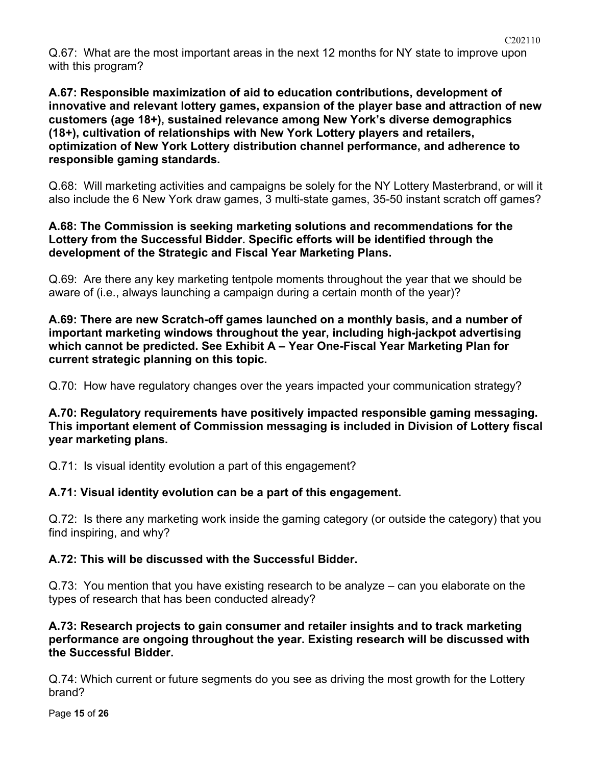Q.67: What are the most important areas in the next 12 months for NY state to improve upon with this program?

**A.67: Responsible maximization of aid to education contributions, development of innovative and relevant lottery games, expansion of the player base and attraction of new customers (age 18+), sustained relevance among New York's diverse demographics (18+), cultivation of relationships with New York Lottery players and retailers, optimization of New York Lottery distribution channel performance, and adherence to responsible gaming standards.**

Q.68: Will marketing activities and campaigns be solely for the NY Lottery Masterbrand, or will it also include the 6 New York draw games, 3 multi-state games, 35-50 instant scratch off games?

**A.68: The Commission is seeking marketing solutions and recommendations for the Lottery from the Successful Bidder. Specific efforts will be identified through the development of the Strategic and Fiscal Year Marketing Plans.**

Q.69: Are there any key marketing tentpole moments throughout the year that we should be aware of (i.e., always launching a campaign during a certain month of the year)?

**A.69: There are new Scratch-off games launched on a monthly basis, and a number of important marketing windows throughout the year, including high-jackpot advertising which cannot be predicted. See Exhibit A – Year One-Fiscal Year Marketing Plan for current strategic planning on this topic.**

Q.70: How have regulatory changes over the years impacted your communication strategy?

**A.70: Regulatory requirements have positively impacted responsible gaming messaging. This important element of Commission messaging is included in Division of Lottery fiscal year marketing plans.**

Q.71: Is visual identity evolution a part of this engagement?

**A.71: Visual identity evolution can be a part of this engagement.**

Q.72: Is there any marketing work inside the gaming category (or outside the category) that you find inspiring, and why?

**A.72: This will be discussed with the Successful Bidder.**

Q.73: You mention that you have existing research to be analyze – can you elaborate on the types of research that has been conducted already?

**A.73: Research projects to gain consumer and retailer insights and to track marketing performance are ongoing throughout the year. Existing research will be discussed with the Successful Bidder.**

Q.74: Which current or future segments do you see as driving the most growth for the Lottery brand?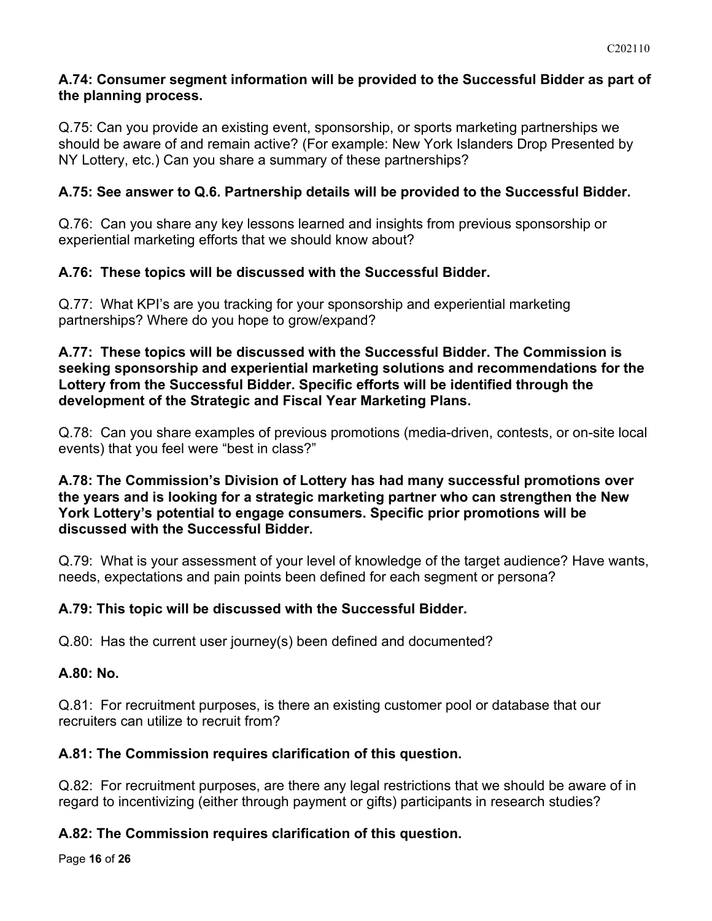**A.74: Consumer segment information will be provided to the Successful Bidder as part of the planning process.**

Q.75: Can you provide an existing event, sponsorship, or sports marketing partnerships we should be aware of and remain active? (For example: New York Islanders Drop Presented by NY Lottery, etc.) Can you share a summary of these partnerships?

**A.75: See answer to Q.6. Partnership details will be provided to the Successful Bidder.**

Q.76: Can you share any key lessons learned and insights from previous sponsorship or experiential marketing efforts that we should know about?

**A.76: These topics will be discussed with the Successful Bidder.**

Q.77: What KPI's are you tracking for your sponsorship and experiential marketing partnerships? Where do you hope to grow/expand?

**A.77: These topics will be discussed with the Successful Bidder. The Commission is seeking sponsorship and experiential marketing solutions and recommendations for the Lottery from the Successful Bidder. Specific efforts will be identified through the development of the Strategic and Fiscal Year Marketing Plans.**

Q.78: Can you share examples of previous promotions (media-driven, contests, or on-site local events) that you feel were "best in class?"

**A.78: The Commission's Division of Lottery has had many successful promotions over the years and is looking for a strategic marketing partner who can strengthen the New York Lottery's potential to engage consumers. Specific prior promotions will be discussed with the Successful Bidder.**

Q.79: What is your assessment of your level of knowledge of the target audience? Have wants, needs, expectations and pain points been defined for each segment or persona?

**A.79: This topic will be discussed with the Successful Bidder.**

Q.80: Has the current user journey(s) been defined and documented?

**A.80: No.**

Q.81: For recruitment purposes, is there an existing customer pool or database that our recruiters can utilize to recruit from?

**A.81: The Commission requires clarification of this question.**

Q.82: For recruitment purposes, are there any legal restrictions that we should be aware of in regard to incentivizing (either through payment or gifts) participants in research studies?

**A.82: The Commission requires clarification of this question.**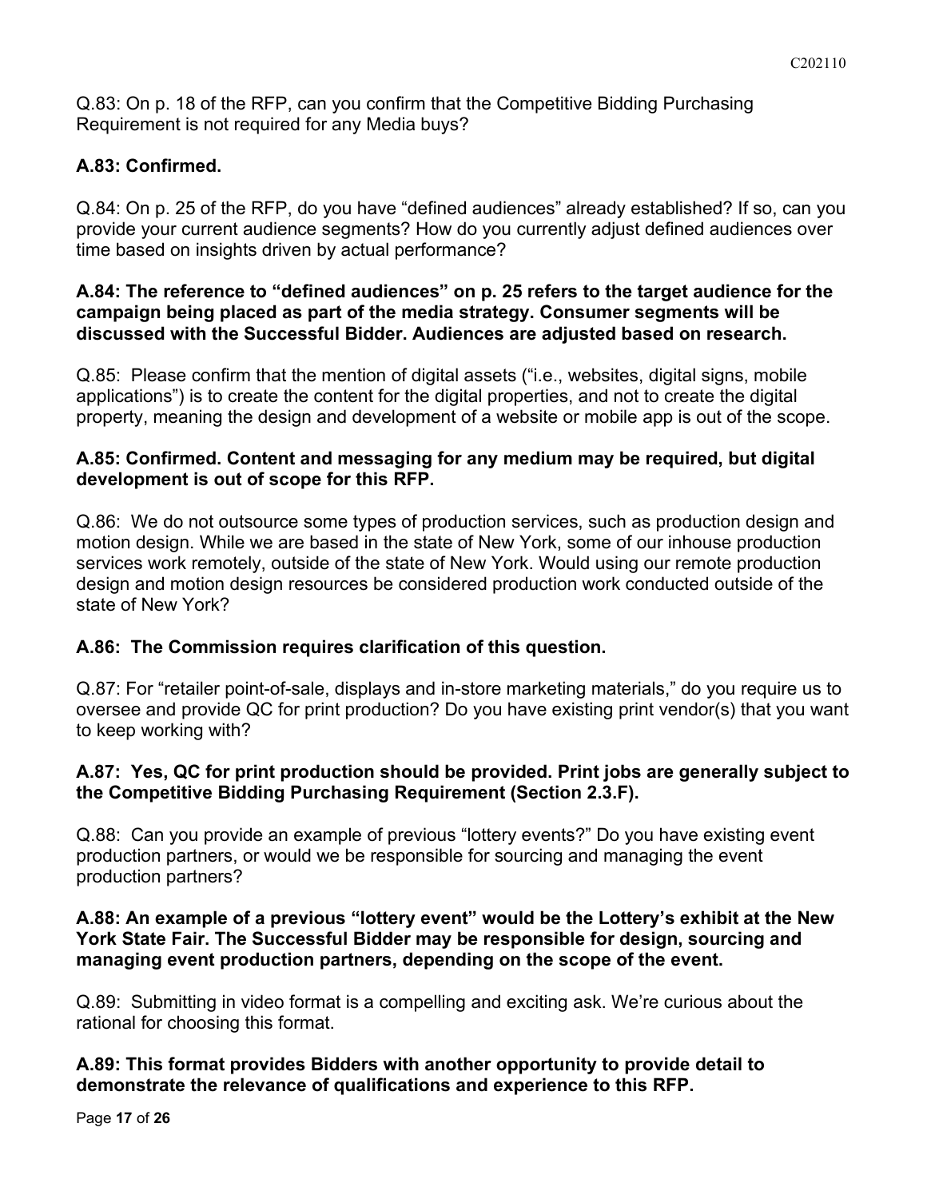Q.83: On p. 18 of the RFP, can you confirm that the Competitive Bidding Purchasing Requirement is not required for any Media buys?

**A.83: Confirmed.**

Q.84: On p. 25 of the RFP, do you have "defined audiences" already established? If so, can you provide your current audience segments? How do you currently adjust defined audiences over time based on insights driven by actual performance?

**A.84: The reference to "defined audiences" on p. 25 refers to the target audience for the campaign being placed as part of the media strategy. Consumer segments will be discussed with the Successful Bidder. Audiences are adjusted based on research.**

Q.85: Please confirm that the mention of digital assets ("i.e., websites, digital signs, mobile applications") is to create the content for the digital properties, and not to create the digital property, meaning the design and development of a website or mobile app is out of the scope.

**A.85: Confirmed. Content and messaging for any medium may be required, but digital development is out of scope for this RFP.**

Q.86: We do not outsource some types of production services, such as production design and motion design. While we are based in the state of New York, some of our inhouse production services work remotely, outside of the state of New York. Would using our remote production design and motion design resources be considered production work conducted outside of the state of New York?

**A.86: The Commission requires clarification of this question.**

Q.87: For "retailer point-of-sale, displays and in-store marketing materials," do you require us to oversee and provide QC for print production? Do you have existing print vendor(s) that you want to keep working with?

**A.87: Yes, QC for print production should be provided. Print jobs are generally subject to the Competitive Bidding Purchasing Requirement (Section 2.3.F).**

Q.88: Can you provide an example of previous "lottery events?" Do you have existing event production partners, or would we be responsible for sourcing and managing the event production partners?

**A.88: An example of a previous "lottery event" would be the Lottery's exhibit at the New York State Fair. The Successful Bidder may be responsible for design, sourcing and managing event production partners, depending on the scope of the event.**

Q.89: Submitting in video format is a compelling and exciting ask. We're curious about the rational for choosing this format.

**A.89: This format provides Bidders with another opportunity to provide detail to demonstrate the relevance of qualifications and experience to this RFP.**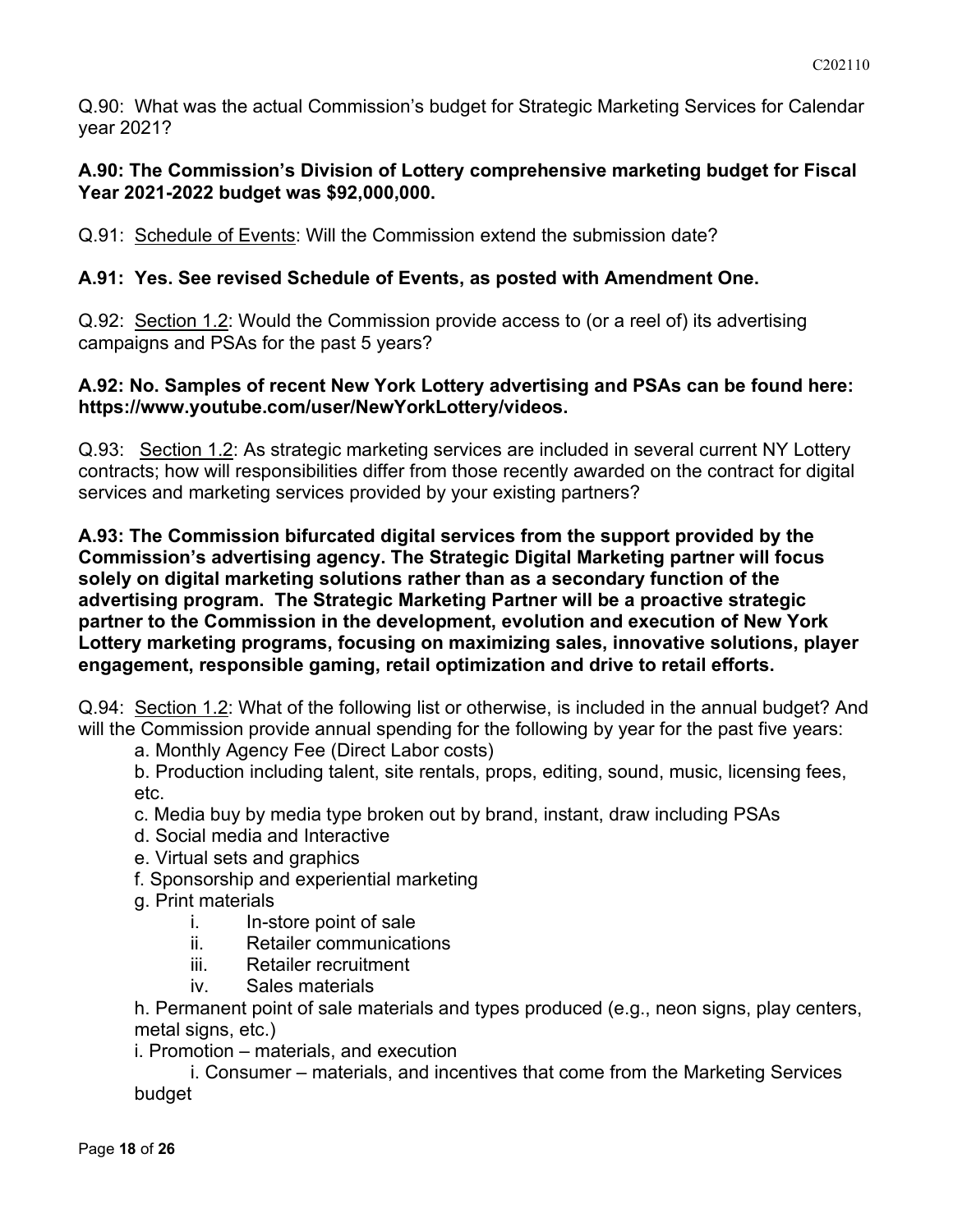Q.90: What was the actual Commission's budget for Strategic Marketing Services for Calendar year 2021?

**A.90: The Commission's Division of Lottery comprehensive marketing budget for Fiscal Year 2021-2022 budget was $92,000,000.**

Q.91: Schedule of Events: Will the Commission extend the submission date?

**A.91: Yes. See revised Schedule of Events, as posted with Amendment One.**

Q.92: Section 1.2: Would the Commission provide access to (or a reel of) its advertising campaigns and PSAs for the past 5 years?

**A.92: No. Samples of recent New York Lottery advertising and PSAs can be found here: https://www.youtube.com/user/NewYorkLottery/videos.**

Q.93: Section 1.2: As strategic marketing services are included in several current NY Lottery contracts; how will responsibilities differ from those recently awarded on the contract for digital services and marketing services provided by your existing partners?

**A.93: The Commission bifurcated digital services from the support provided by the Commission's advertising agency. The Strategic Digital Marketing partner will focus solely on digital marketing solutions rather than as a secondary function of the advertising program. The Strategic Marketing Partner will be a proactive strategic partner to the Commission in the development, evolution and execution of New York Lottery marketing programs, focusing on maximizing sales, innovative solutions, player engagement, responsible gaming, retail optimization and drive to retail efforts.**

Q.94: Section 1.2: What of the following list or otherwise, is included in the annual budget? And will the Commission provide annual spending for the following by year for the past five years:

a. Monthly Agency Fee (Direct Labor costs)

b. Production including talent, site rentals, props, editing, sound, music, licensing fees, etc.

c. Media buy by media type broken out by brand, instant, draw including PSAs

d. Social media and Interactive

e. Virtual sets and graphics

f. Sponsorship and experiential marketing

g. Print materials

- i. In-store point of sale
- ii. Retailer communications
- iii. Retailer recruitment
- iv. Sales materials

h. Permanent point of sale materials and types produced (e.g., neon signs, play centers, metal signs, etc.)

i. Promotion – materials, and execution

- i. Consumer – materials, and incentives that come from the Marketing Services budget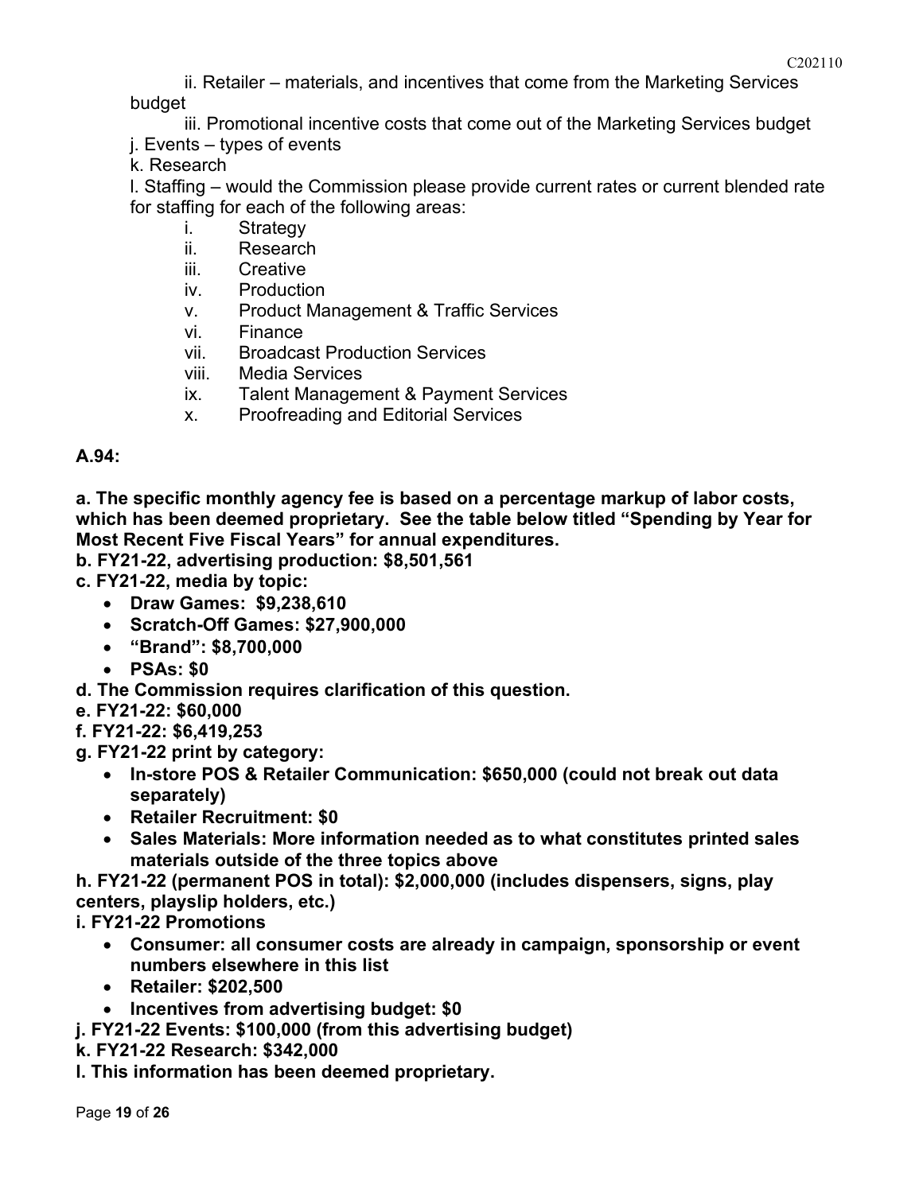ii. Retailer – materials, and incentives that come from the Marketing Services budget

iii. Promotional incentive costs that come out of the Marketing Services budget

j. Events – types of events

k. Research

l. Staffing – would the Commission please provide current rates or current blended rate for staffing for each of the following areas:

i. Strategy
ii. Research
iii. Creative
iv. Production
v. Product Management & Traffic Services
vi. Finance
vii. Broadcast Production Services
viii. Media Services
ix. Talent Management & Payment Services
x. Proofreading and Editorial Services

**A.94:**

**a. The specific monthly agency fee is based on a percentage markup of labor costs, which has been deemed proprietary. See the table below titled "Spending by Year for Most Recent Five Fiscal Years" for annual expenditures.**

**b. FY21-22, advertising production: $8,501,561**

**c. FY21-22, media by topic:**

- **Draw Games: $9,238,610**
- **Scratch-Off Games: $27,900,000**
- **"Brand": $8,700,000**
- **PSAs: $0**

**d. The Commission requires clarification of this question.**

**e. FY21-22: $60,000**

**f. FY21-22: $6,419,253**

**g. FY21-22 print by category:**

- **In-store POS & Retailer Communication: $650,000 (could not break out data separately)**
- **Retailer Recruitment: $0**
- **Sales Materials: More information needed as to what constitutes printed sales materials outside of the three topics above**

**h. FY21-22 (permanent POS in total): $2,000,000 (includes dispensers, signs, play centers, playslip holders, etc.)**

**i. FY21-22 Promotions**

- **Consumer: all consumer costs are already in campaign, sponsorship or event numbers elsewhere in this list**
- **Retailer: $202,500**
- **Incentives from advertising budget: $0**

**j. FY21-22 Events: $100,000 (from this advertising budget)**

**k. FY21-22 Research: $342,000**

**l. This information has been deemed proprietary.**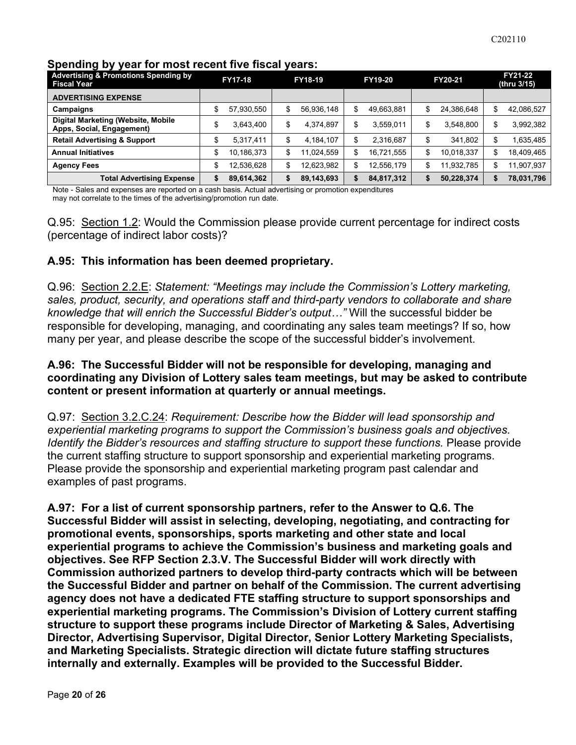### Spending by year for most recent five fiscal years:

| Advertising & Promotions Spending by Fiscal Year | FY17-18 | FY18-19 | FY19-20 | FY20-21 | FY21-22 (thru 3/15) |
|---|---|---|---|---|---|
| **ADVERTISING EXPENSE** | | | | | |
| **Campaigns** | $ 57,930,550 | $ 56,936,148 | $ 49,663,881 | $ 24,386,648 | $ 42,086,527 |
| **Digital Marketing (Website, Mobile Apps, Social, Engagement)** | $ 3,643,400 | $ 4,374,897 | $ 3,559,011 | $ 3,548,800 | $ 3,992,382 |
| **Retail Advertising & Support** | $ 5,317,411 | $ 4,184,107 | $ 2,316,687 | $ 341,802 | $ 1,635,485 |
| **Annual Initiatives** | $ 10,186,373 | $ 11,024,559 | $ 16,721,555 | $ 10,018,337 | $ 18,409,465 |
| **Agency Fees** | $ 12,536,628 | $ 12,623,982 | $ 12,556,179 | $ 11,932,785 | $ 11,907,937 |
| **Total Advertising Expense** | **$ 89,614,362** | **$ 89,143,693** | **$ 84,817,312** | **$ 50,228,374** | **$ 78,031,796** |

Note - Sales and expenses are reported on a cash basis. Actual advertising or promotion expenditures may not correlate to the times of the advertising/promotion run date.

Q.95: Section 1.2: Would the Commission please provide current percentage for indirect costs (percentage of indirect labor costs)?

**A.95: This information has been deemed proprietary.**

Q.96: Section 2.2.E: *Statement: "Meetings may include the Commission's Lottery marketing, sales, product, security, and operations staff and third-party vendors to collaborate and share knowledge that will enrich the Successful Bidder's output…"* Will the successful bidder be responsible for developing, managing, and coordinating any sales team meetings? If so, how many per year, and please describe the scope of the successful bidder's involvement.

**A.96: The Successful Bidder will not be responsible for developing, managing and coordinating any Division of Lottery sales team meetings, but may be asked to contribute content or present information at quarterly or annual meetings.**

Q.97: Section 3.2.C.24: *Requirement: Describe how the Bidder will lead sponsorship and experiential marketing programs to support the Commission's business goals and objectives. Identify the Bidder's resources and staffing structure to support these functions.* Please provide the current staffing structure to support sponsorship and experiential marketing programs. Please provide the sponsorship and experiential marketing program past calendar and examples of past programs.

**A.97: For a list of current sponsorship partners, refer to the Answer to Q.6. The Successful Bidder will assist in selecting, developing, negotiating, and contracting for promotional events, sponsorships, sports marketing and other state and local experiential programs to achieve the Commission's business and marketing goals and objectives. See RFP Section 2.3.V. The Successful Bidder will work directly with Commission authorized partners to develop third-party contracts which will be between the Successful Bidder and partner on behalf of the Commission. The current advertising agency does not have a dedicated FTE staffing structure to support sponsorships and experiential marketing programs. The Commission's Division of Lottery current staffing structure to support these programs include Director of Marketing & Sales, Advertising Director, Advertising Supervisor, Digital Director, Senior Lottery Marketing Specialists, and Marketing Specialists. Strategic direction will dictate future staffing structures internally and externally. Examples will be provided to the Successful Bidder.**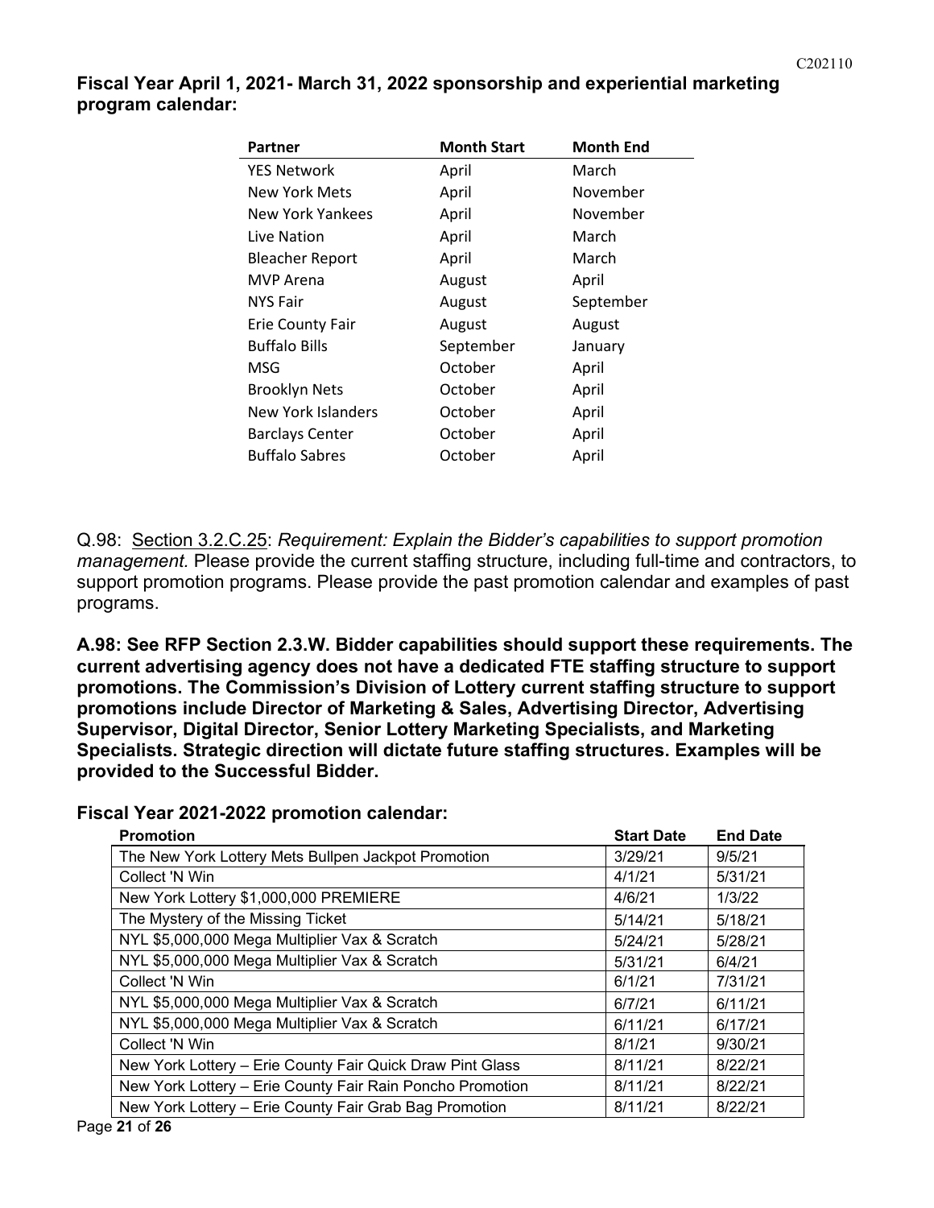**Fiscal Year April 1, 2021- March 31, 2022 sponsorship and experiential marketing program calendar:**

| Partner | Month Start | Month End |
|---|---|---|
| YES Network | April | March |
| New York Mets | April | November |
| New York Yankees | April | November |
| Live Nation | April | March |
| Bleacher Report | April | March |
| MVP Arena | August | April |
| NYS Fair | August | September |
| Erie County Fair | August | August |
| Buffalo Bills | September | January |
| MSG | October | April |
| Brooklyn Nets | October | April |
| New York Islanders | October | April |
| Barclays Center | October | April |
| Buffalo Sabres | October | April |

Q.98: <u>Section 3.2.C.25</u>: *Requirement: Explain the Bidder's capabilities to support promotion management.* Please provide the current staffing structure, including full-time and contractors, to support promotion programs. Please provide the past promotion calendar and examples of past programs.

**A.98: See RFP Section 2.3.W. Bidder capabilities should support these requirements. The current advertising agency does not have a dedicated FTE staffing structure to support promotions. The Commission's Division of Lottery current staffing structure to support promotions include Director of Marketing & Sales, Advertising Director, Advertising Supervisor, Digital Director, Senior Lottery Marketing Specialists, and Marketing Specialists. Strategic direction will dictate future staffing structures. Examples will be provided to the Successful Bidder.**

**Fiscal Year 2021-2022 promotion calendar:**

| Promotion | Start Date | End Date |
|---|---|---|
| The New York Lottery Mets Bullpen Jackpot Promotion | 3/29/21 | 9/5/21 |
| Collect 'N Win | 4/1/21 | 5/31/21 |
| New York Lottery $1,000,000 PREMIERE | 4/6/21 | 1/3/22 |
| The Mystery of the Missing Ticket | 5/14/21 | 5/18/21 |
| NYL $5,000,000 Mega Multiplier Vax & Scratch | 5/24/21 | 5/28/21 |
| NYL $5,000,000 Mega Multiplier Vax & Scratch | 5/31/21 | 6/4/21 |
| Collect 'N Win | 6/1/21 | 7/31/21 |
| NYL $5,000,000 Mega Multiplier Vax & Scratch | 6/7/21 | 6/11/21 |
| NYL $5,000,000 Mega Multiplier Vax & Scratch | 6/11/21 | 6/17/21 |
| Collect 'N Win | 8/1/21 | 9/30/21 |
| New York Lottery – Erie County Fair Quick Draw Pint Glass | 8/11/21 | 8/22/21 |
| New York Lottery – Erie County Fair Rain Poncho Promotion | 8/11/21 | 8/22/21 |
| New York Lottery – Erie County Fair Grab Bag Promotion | 8/11/21 | 8/22/21 |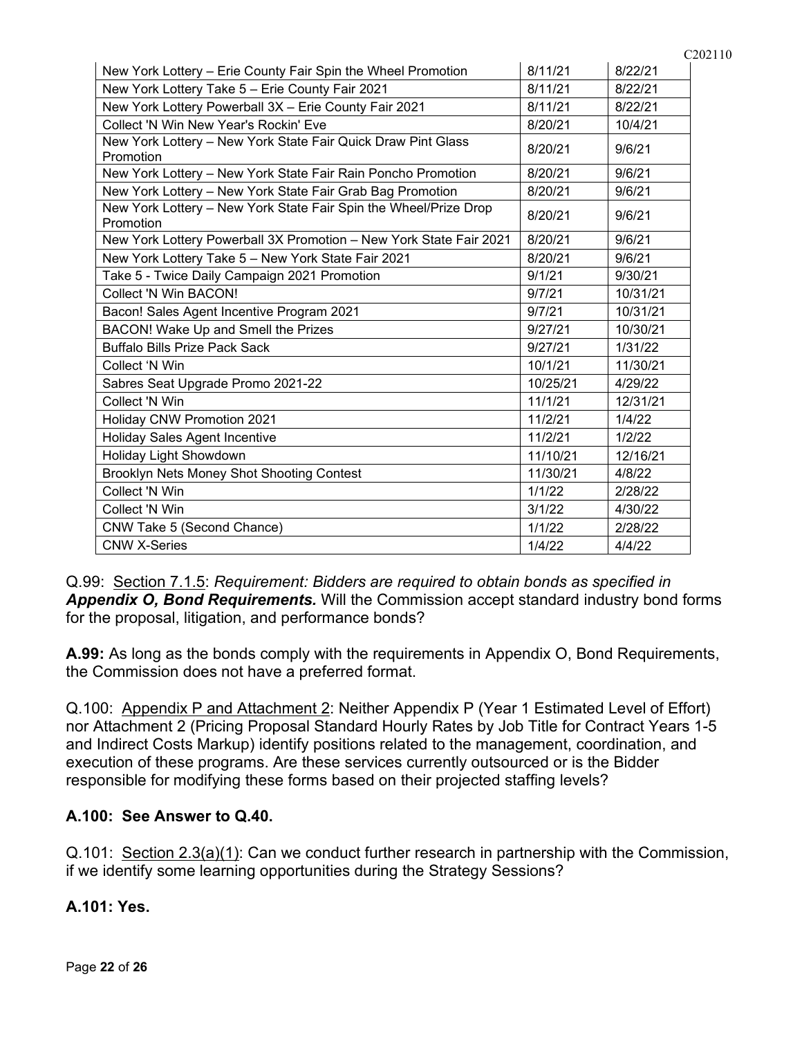| | | |
|---|---|---|
| New York Lottery – Erie County Fair Spin the Wheel Promotion | 8/11/21 | 8/22/21 |
| New York Lottery Take 5 – Erie County Fair 2021 | 8/11/21 | 8/22/21 |
| New York Lottery Powerball 3X – Erie County Fair 2021 | 8/11/21 | 8/22/21 |
| Collect 'N Win New Year's Rockin' Eve | 8/20/21 | 10/4/21 |
| New York Lottery – New York State Fair Quick Draw Pint Glass Promotion | 8/20/21 | 9/6/21 |
| New York Lottery – New York State Fair Rain Poncho Promotion | 8/20/21 | 9/6/21 |
| New York Lottery – New York State Fair Grab Bag Promotion | 8/20/21 | 9/6/21 |
| New York Lottery – New York State Fair Spin the Wheel/Prize Drop Promotion | 8/20/21 | 9/6/21 |
| New York Lottery Powerball 3X Promotion – New York State Fair 2021 | 8/20/21 | 9/6/21 |
| New York Lottery Take 5 – New York State Fair 2021 | 8/20/21 | 9/6/21 |
| Take 5 - Twice Daily Campaign 2021 Promotion | 9/1/21 | 9/30/21 |
| Collect 'N Win BACON! | 9/7/21 | 10/31/21 |
| Bacon! Sales Agent Incentive Program 2021 | 9/7/21 | 10/31/21 |
| BACON! Wake Up and Smell the Prizes | 9/27/21 | 10/30/21 |
| Buffalo Bills Prize Pack Sack | 9/27/21 | 1/31/22 |
| Collect 'N Win | 10/1/21 | 11/30/21 |
| Sabres Seat Upgrade Promo 2021-22 | 10/25/21 | 4/29/22 |
| Collect 'N Win | 11/1/21 | 12/31/21 |
| Holiday CNW Promotion 2021 | 11/2/21 | 1/4/22 |
| Holiday Sales Agent Incentive | 11/2/21 | 1/2/22 |
| Holiday Light Showdown | 11/10/21 | 12/16/21 |
| Brooklyn Nets Money Shot Shooting Contest | 11/30/21 | 4/8/22 |
| Collect 'N Win | 1/1/22 | 2/28/22 |
| Collect 'N Win | 3/1/22 | 4/30/22 |
| CNW Take 5 (Second Chance) | 1/1/22 | 2/28/22 |
| CNW X-Series | 1/4/22 | 4/4/22 |

Q.99: Section 7.1.5: *Requirement: Bidders are required to obtain bonds as specified in **Appendix O, Bond Requirements.*** Will the Commission accept standard industry bond forms for the proposal, litigation, and performance bonds?

**A.99:** As long as the bonds comply with the requirements in Appendix O, Bond Requirements, the Commission does not have a preferred format.

Q.100: Appendix P and Attachment 2: Neither Appendix P (Year 1 Estimated Level of Effort) nor Attachment 2 (Pricing Proposal Standard Hourly Rates by Job Title for Contract Years 1-5 and Indirect Costs Markup) identify positions related to the management, coordination, and execution of these programs. Are these services currently outsourced or is the Bidder responsible for modifying these forms based on their projected staffing levels?

**A.100: See Answer to Q.40.**

Q.101: Section 2.3(a)(1): Can we conduct further research in partnership with the Commission, if we identify some learning opportunities during the Strategy Sessions?

**A.101: Yes.**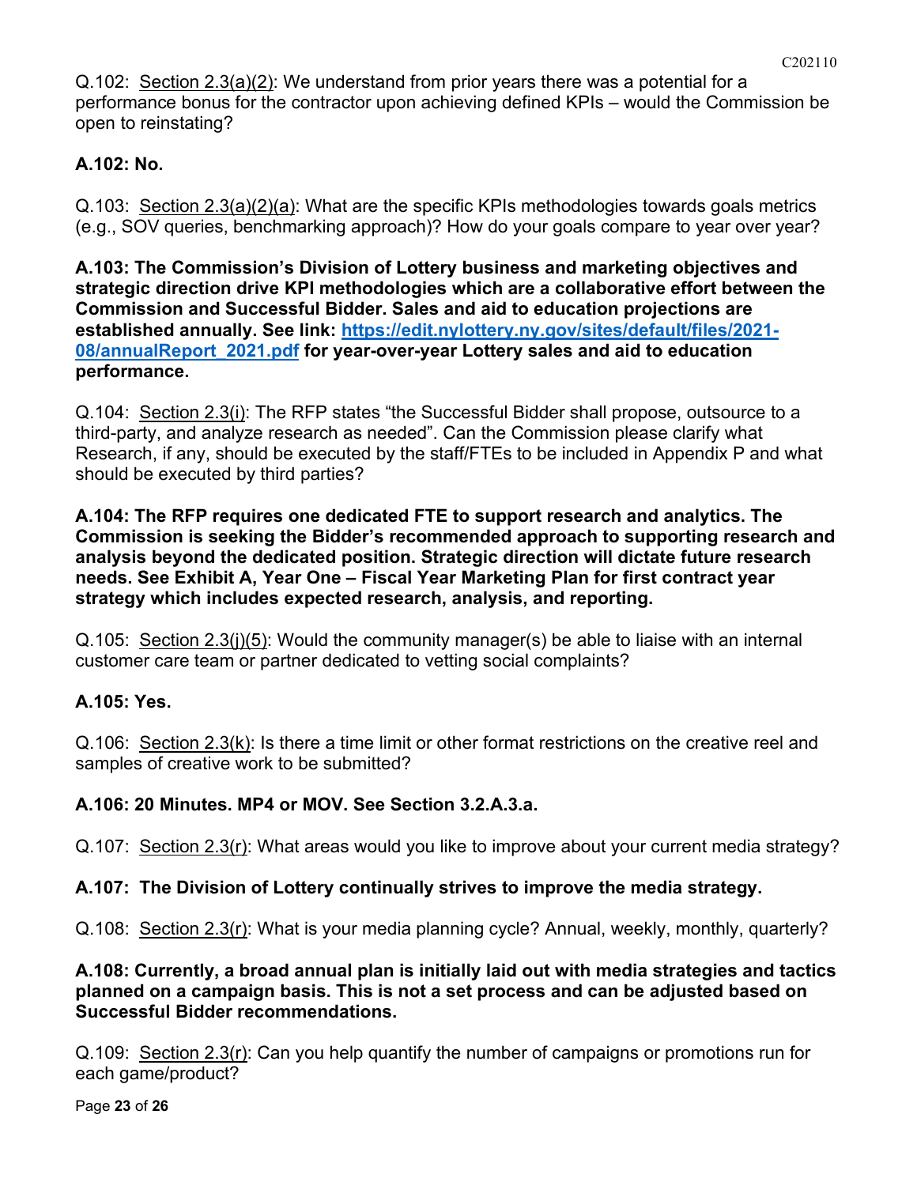Q.102: Section 2.3(a)(2): We understand from prior years there was a potential for a performance bonus for the contractor upon achieving defined KPIs – would the Commission be open to reinstating?

**A.102: No.**

Q.103: Section 2.3(a)(2)(a): What are the specific KPIs methodologies towards goals metrics (e.g., SOV queries, benchmarking approach)? How do your goals compare to year over year?

**A.103: The Commission's Division of Lottery business and marketing objectives and strategic direction drive KPI methodologies which are a collaborative effort between the Commission and Successful Bidder. Sales and aid to education projections are established annually. See link: [https://edit.nylottery.ny.gov/sites/default/files/2021-08/annualReport_2021.pdf](https://edit.nylottery.ny.gov/sites/default/files/2021-08/annualReport_2021.pdf) for year-over-year Lottery sales and aid to education performance.**

Q.104: Section 2.3(i): The RFP states "the Successful Bidder shall propose, outsource to a third-party, and analyze research as needed". Can the Commission please clarify what Research, if any, should be executed by the staff/FTEs to be included in Appendix P and what should be executed by third parties?

**A.104: The RFP requires one dedicated FTE to support research and analytics. The Commission is seeking the Bidder's recommended approach to supporting research and analysis beyond the dedicated position. Strategic direction will dictate future research needs. See Exhibit A, Year One – Fiscal Year Marketing Plan for first contract year strategy which includes expected research, analysis, and reporting.**

Q.105: Section 2.3(j)(5): Would the community manager(s) be able to liaise with an internal customer care team or partner dedicated to vetting social complaints?

**A.105: Yes.**

Q.106: Section 2.3(k): Is there a time limit or other format restrictions on the creative reel and samples of creative work to be submitted?

**A.106: 20 Minutes. MP4 or MOV. See Section 3.2.A.3.a.**

Q.107: Section 2.3(r): What areas would you like to improve about your current media strategy?

**A.107: The Division of Lottery continually strives to improve the media strategy.**

Q.108: Section 2.3(r): What is your media planning cycle? Annual, weekly, monthly, quarterly?

**A.108: Currently, a broad annual plan is initially laid out with media strategies and tactics planned on a campaign basis. This is not a set process and can be adjusted based on Successful Bidder recommendations.**

Q.109: Section 2.3(r): Can you help quantify the number of campaigns or promotions run for each game/product?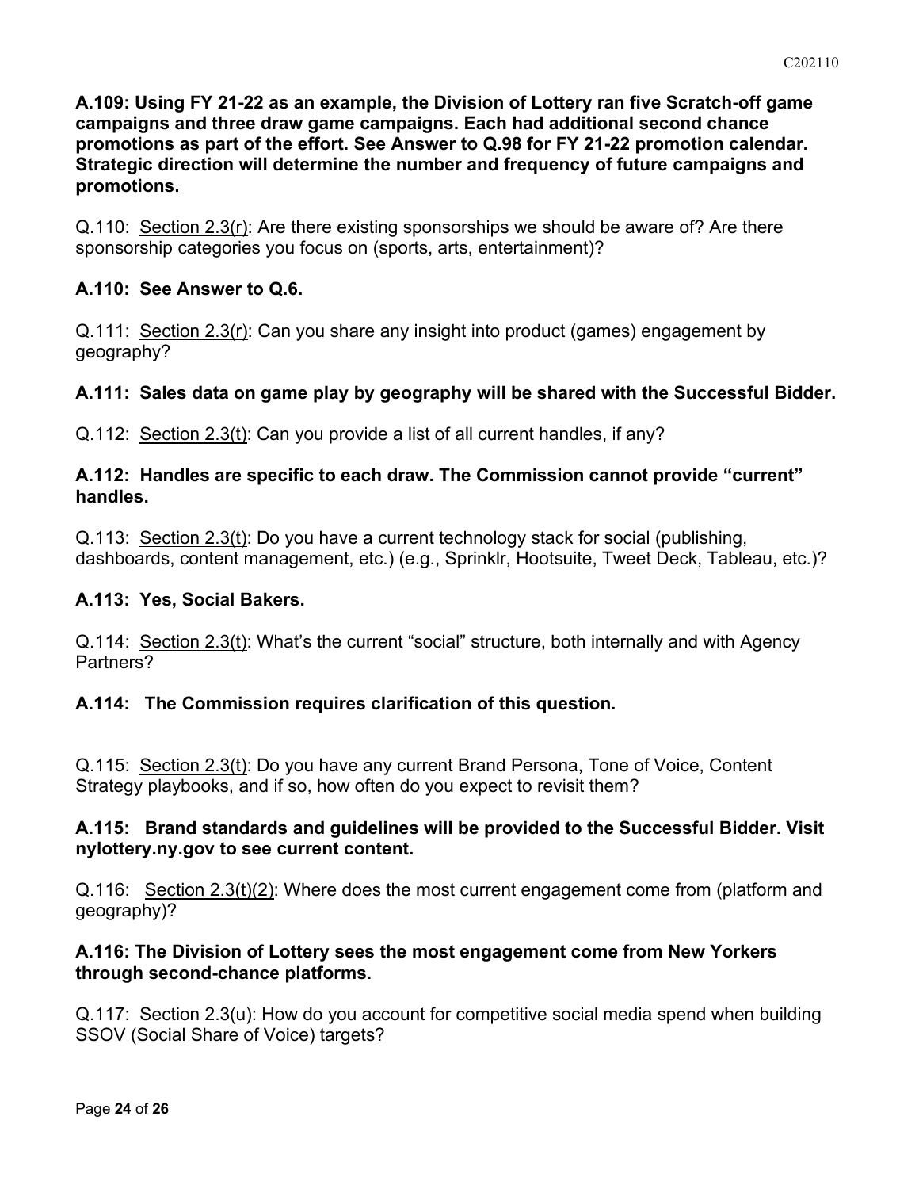**A.109: Using FY 21-22 as an example, the Division of Lottery ran five Scratch-off game campaigns and three draw game campaigns. Each had additional second chance promotions as part of the effort. See Answer to Q.98 for FY 21-22 promotion calendar. Strategic direction will determine the number and frequency of future campaigns and promotions.**

Q.110: Section 2.3(r): Are there existing sponsorships we should be aware of? Are there sponsorship categories you focus on (sports, arts, entertainment)?

**A.110: See Answer to Q.6.**

Q.111: Section 2.3(r): Can you share any insight into product (games) engagement by geography?

**A.111: Sales data on game play by geography will be shared with the Successful Bidder.**

Q.112: Section 2.3(t): Can you provide a list of all current handles, if any?

**A.112: Handles are specific to each draw. The Commission cannot provide "current" handles.**

Q.113: Section 2.3(t): Do you have a current technology stack for social (publishing, dashboards, content management, etc.) (e.g., Sprinklr, Hootsuite, Tweet Deck, Tableau, etc.)?

**A.113: Yes, Social Bakers.**

Q.114: Section 2.3(t): What's the current "social" structure, both internally and with Agency Partners?

**A.114: The Commission requires clarification of this question.**

Q.115: Section 2.3(t): Do you have any current Brand Persona, Tone of Voice, Content Strategy playbooks, and if so, how often do you expect to revisit them?

**A.115: Brand standards and guidelines will be provided to the Successful Bidder. Visit nylottery.ny.gov to see current content.**

Q.116: Section 2.3(t)(2): Where does the most current engagement come from (platform and geography)?

**A.116: The Division of Lottery sees the most engagement come from New Yorkers through second-chance platforms.**

Q.117: Section 2.3(u): How do you account for competitive social media spend when building SSOV (Social Share of Voice) targets?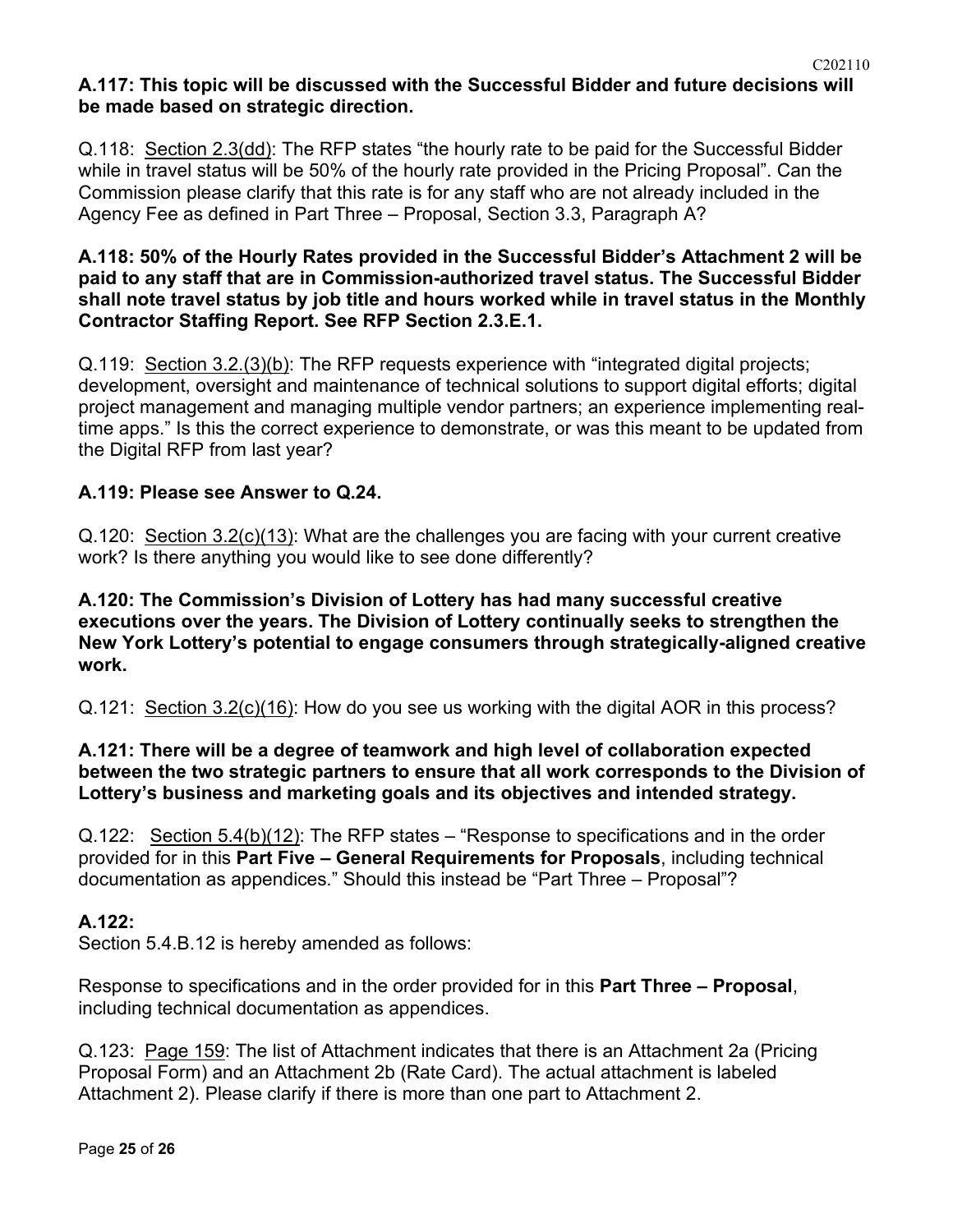**A.117: This topic will be discussed with the Successful Bidder and future decisions will be made based on strategic direction.**

Q.118: Section 2.3(dd): The RFP states "the hourly rate to be paid for the Successful Bidder while in travel status will be 50% of the hourly rate provided in the Pricing Proposal". Can the Commission please clarify that this rate is for any staff who are not already included in the Agency Fee as defined in Part Three – Proposal, Section 3.3, Paragraph A?

**A.118: 50% of the Hourly Rates provided in the Successful Bidder's Attachment 2 will be paid to any staff that are in Commission-authorized travel status. The Successful Bidder shall note travel status by job title and hours worked while in travel status in the Monthly Contractor Staffing Report. See RFP Section 2.3.E.1.**

Q.119: Section 3.2.(3)(b): The RFP requests experience with "integrated digital projects; development, oversight and maintenance of technical solutions to support digital efforts; digital project management and managing multiple vendor partners; an experience implementing real-time apps." Is this the correct experience to demonstrate, or was this meant to be updated from the Digital RFP from last year?

**A.119: Please see Answer to Q.24.**

Q.120: Section 3.2(c)(13): What are the challenges you are facing with your current creative work? Is there anything you would like to see done differently?

**A.120: The Commission's Division of Lottery has had many successful creative executions over the years. The Division of Lottery continually seeks to strengthen the New York Lottery's potential to engage consumers through strategically-aligned creative work.**

Q.121: Section 3.2(c)(16): How do you see us working with the digital AOR in this process?

**A.121: There will be a degree of teamwork and high level of collaboration expected between the two strategic partners to ensure that all work corresponds to the Division of Lottery's business and marketing goals and its objectives and intended strategy.**

Q.122: Section 5.4(b)(12): The RFP states – "Response to specifications and in the order provided for in this **Part Five – General Requirements for Proposals**, including technical documentation as appendices." Should this instead be "Part Three – Proposal"?

**A.122:**

Section 5.4.B.12 is hereby amended as follows:

Response to specifications and in the order provided for in this **Part Three – Proposal**, including technical documentation as appendices.

Q.123: Page 159: The list of Attachment indicates that there is an Attachment 2a (Pricing Proposal Form) and an Attachment 2b (Rate Card). The actual attachment is labeled Attachment 2). Please clarify if there is more than one part to Attachment 2.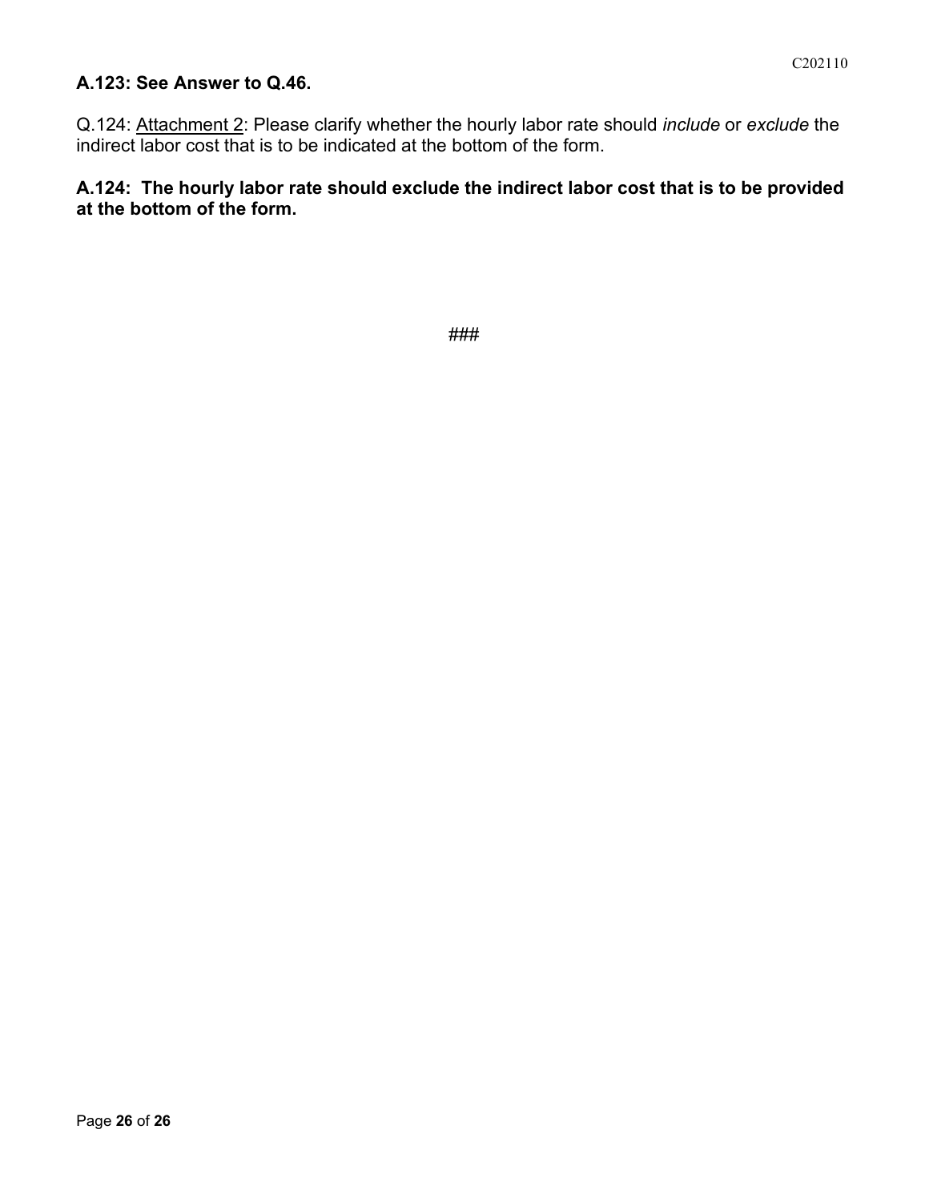**A.123: See Answer to Q.46.**

Q.124: Attachment 2: Please clarify whether the hourly labor rate should *include* or *exclude* the indirect labor cost that is to be indicated at the bottom of the form.

**A.124: The hourly labor rate should exclude the indirect labor cost that is to be provided at the bottom of the form.**

###